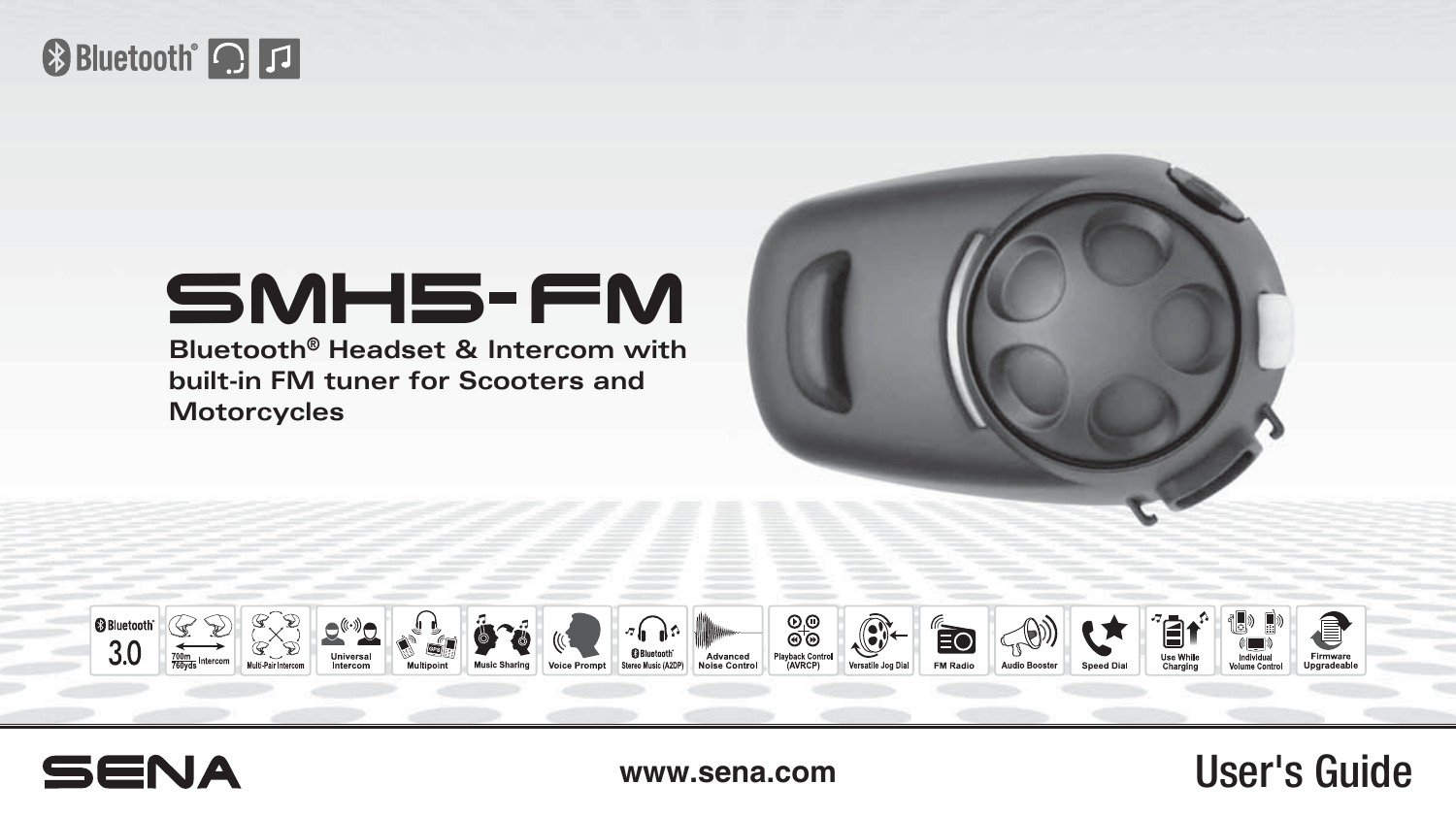Bluetooth®

# SMH5-FM

**Bluetooth® Headset & Intercom with built-in FM tuner for Scooters and Motorcycles**

Bluetooth 3.0 | 700m 760yds Intercom | Multi-Pair Intercom | Universal Intercom | Multipoint | Music Sharing | Voice Prompt | Bluetooth Stereo Music (A2DP) | Advanced Noise Control | Playback Control (AVRCP) | Versatile Jog Dial | FM Radio | Audio Booster | Speed Dial | Use While Charging | Individual Volume Control | Firmware Upgradeable

SENA

www.sena.com

## User's Guide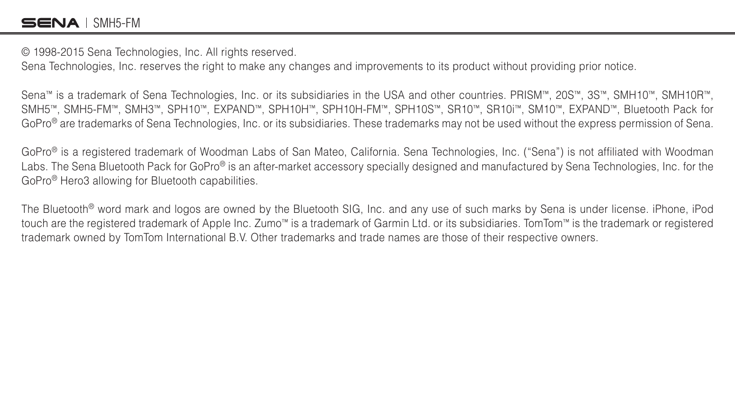© 1998-2015 Sena Technologies, Inc. All rights reserved.
Sena Technologies, Inc. reserves the right to make any changes and improvements to its product without providing prior notice.

Sena™ is a trademark of Sena Technologies, Inc. or its subsidiaries in the USA and other countries. PRISM™, 20S™, 3S™, SMH10™, SMH10R™, SMH5™, SMH5-FM™, SMH3™, SPH10™, EXPAND™, SPH10H™, SPH10H-FM™, SPH10S™, SR10™, SR10i™, SM10™, EXPAND™, Bluetooth Pack for GoPro® are trademarks of Sena Technologies, Inc. or its subsidiaries. These trademarks may not be used without the express permission of Sena.

GoPro® is a registered trademark of Woodman Labs of San Mateo, California. Sena Technologies, Inc. ("Sena") is not affiliated with Woodman Labs. The Sena Bluetooth Pack for GoPro® is an after-market accessory specially designed and manufactured by Sena Technologies, Inc. for the GoPro® Hero3 allowing for Bluetooth capabilities.

The Bluetooth® word mark and logos are owned by the Bluetooth SIG, Inc. and any use of such marks by Sena is under license. iPhone, iPod touch are the registered trademark of Apple Inc. Zumo™ is a trademark of Garmin Ltd. or its subsidiaries. TomTom™ is the trademark or registered trademark owned by TomTom International B.V. Other trademarks and trade names are those of their respective owners.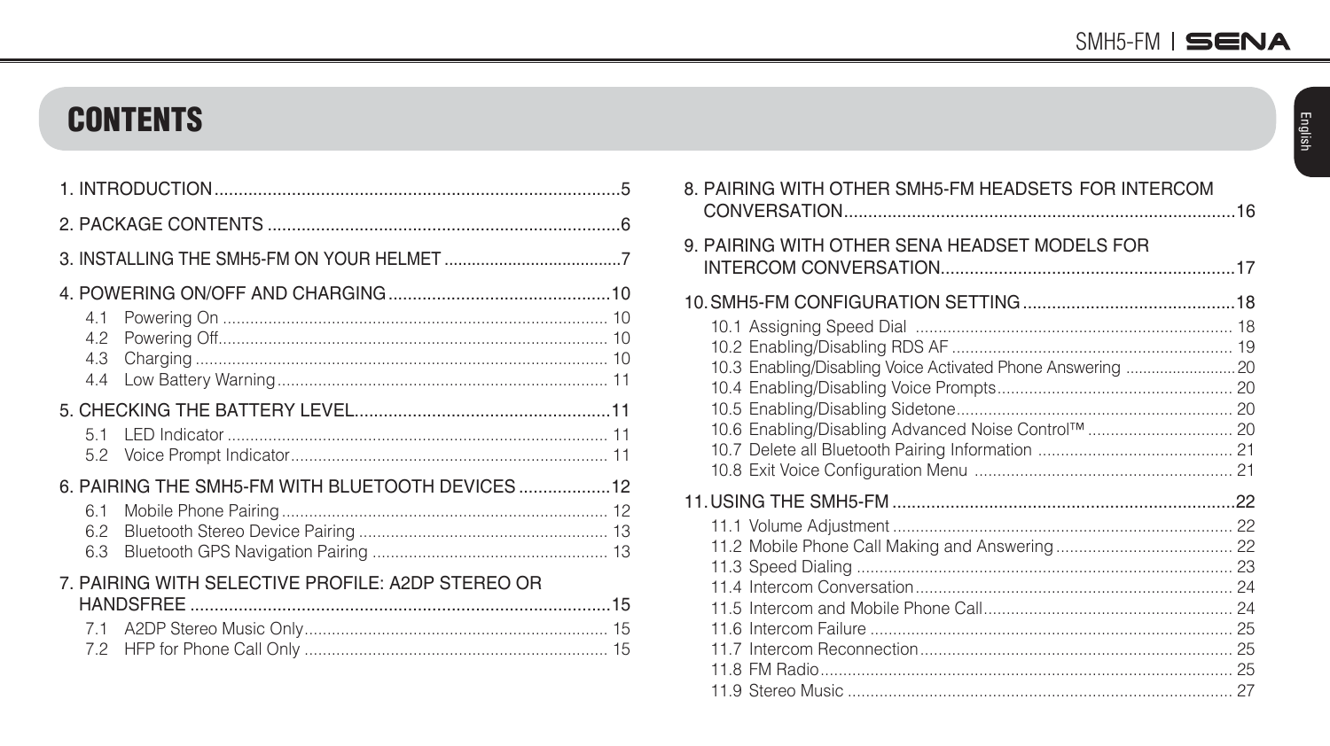# CONTENTS

1. INTRODUCTION....................................................................................5

2. PACKAGE CONTENTS .........................................................................6

3. INSTALLING THE SMH5-FM ON YOUR HELMET ......................................7

4. POWERING ON/OFF AND CHARGING ..............................................10
   - 4.1 Powering On ................................................................................... 10
   - 4.2 Powering Off.................................................................................... 10
   - 4.3 Charging ......................................................................................... 10
   - 4.4 Low Battery Warning........................................................................ 11

5. CHECKING THE BATTERY LEVEL.....................................................11
   - 5.1 LED Indicator .................................................................................. 11
   - 5.2 Voice Prompt Indicator..................................................................... 11

6. PAIRING THE SMH5-FM WITH BLUETOOTH DEVICES ...................12
   - 6.1 Mobile Phone Pairing ....................................................................... 12
   - 6.2 Bluetooth Stereo Device Pairing ...................................................... 13
   - 6.3 Bluetooth GPS Navigation Pairing .................................................... 13

7. PAIRING WITH SELECTIVE PROFILE: A2DP STEREO OR HANDSFREE ......................................................................................15
   - 7.1 A2DP Stereo Music Only.................................................................. 15
   - 7.2 HFP for Phone Call Only .................................................................. 15

8. PAIRING WITH OTHER SMH5-FM HEADSETS FOR INTERCOM CONVERSATION...............................................................................16

9. PAIRING WITH OTHER SENA HEADSET MODELS FOR INTERCOM CONVERSATION............................................................17

10. SMH5-FM CONFIGURATION SETTING ............................................18
    - 10.1 Assigning Speed Dial ..................................................................... 18
    - 10.2 Enabling/Disabling RDS AF ............................................................ 19
    - 10.3 Enabling/Disabling Voice Activated Phone Answering ........................20
    - 10.4 Enabling/Disabling Voice Prompts................................................... 20
    - 10.5 Enabling/Disabling Sidetone........................................................... 20
    - 10.6 Enabling/Disabling Advanced Noise Control™ ............................... 20
    - 10.7 Delete all Bluetooth Pairing Information .......................................... 21
    - 10.8 Exit Voice Configuration Menu ....................................................... 21

11. USING THE SMH5-FM .......................................................................22
    - 11.1 Volume Adjustment ......................................................................... 22
    - 11.2 Mobile Phone Call Making and Answering ...................................... 22
    - 11.3 Speed Dialing ................................................................................. 23
    - 11.4 Intercom Conversation .................................................................... 24
    - 11.5 Intercom and Mobile Phone Call...................................................... 24
    - 11.6 Intercom Failure .............................................................................. 25
    - 11.7 Intercom Reconnection.................................................................... 25
    - 11.8 FM Radio......................................................................................... 25
    - 11.9 Stereo Music ................................................................................... 27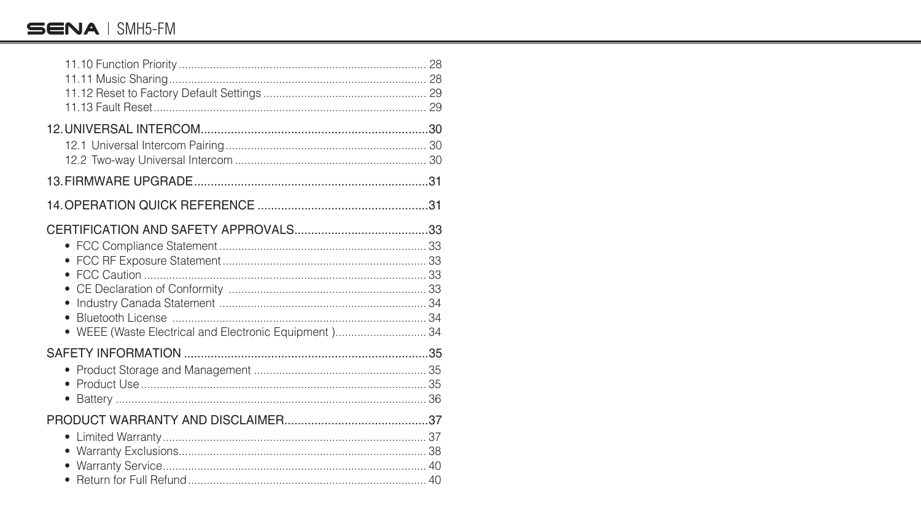11.10 Function Priority .............................................................................. 28
11.11 Music Sharing ................................................................................. 28
11.12 Reset to Factory Default Settings .................................................... 29
11.13 Fault Reset ...................................................................................... 29

12. UNIVERSAL INTERCOM ................................................................... 30
12.1 Universal Intercom Pairing ............................................................... 30
12.2 Two-way Universal Intercom ............................................................ 30

13. FIRMWARE UPGRADE ..................................................................... 31

14. OPERATION QUICK REFERENCE .................................................. 31

CERTIFICATION AND SAFETY APPROVALS ....................................... 33

- FCC Compliance Statement ................................................................. 33
- FCC RF Exposure Statement ................................................................ 33
- FCC Caution ......................................................................................... 33
- CE Declaration of Conformity .............................................................. 33
- Industry Canada Statement ................................................................. 34
- Bluetooth License ................................................................................ 34
- WEEE (Waste Electrical and Electronic Equipment ) ............................ 34

SAFETY INFORMATION ......................................................................... 35

- Product Storage and Management ...................................................... 35
- Product Use .......................................................................................... 35
- Battery ................................................................................................. 36

PRODUCT WARRANTY AND DISCLAIMER ........................................... 37

- Limited Warranty .................................................................................. 37
- Warranty Exclusions ............................................................................. 38
- Warranty Service .................................................................................. 40
- Return for Full Refund .......................................................................... 40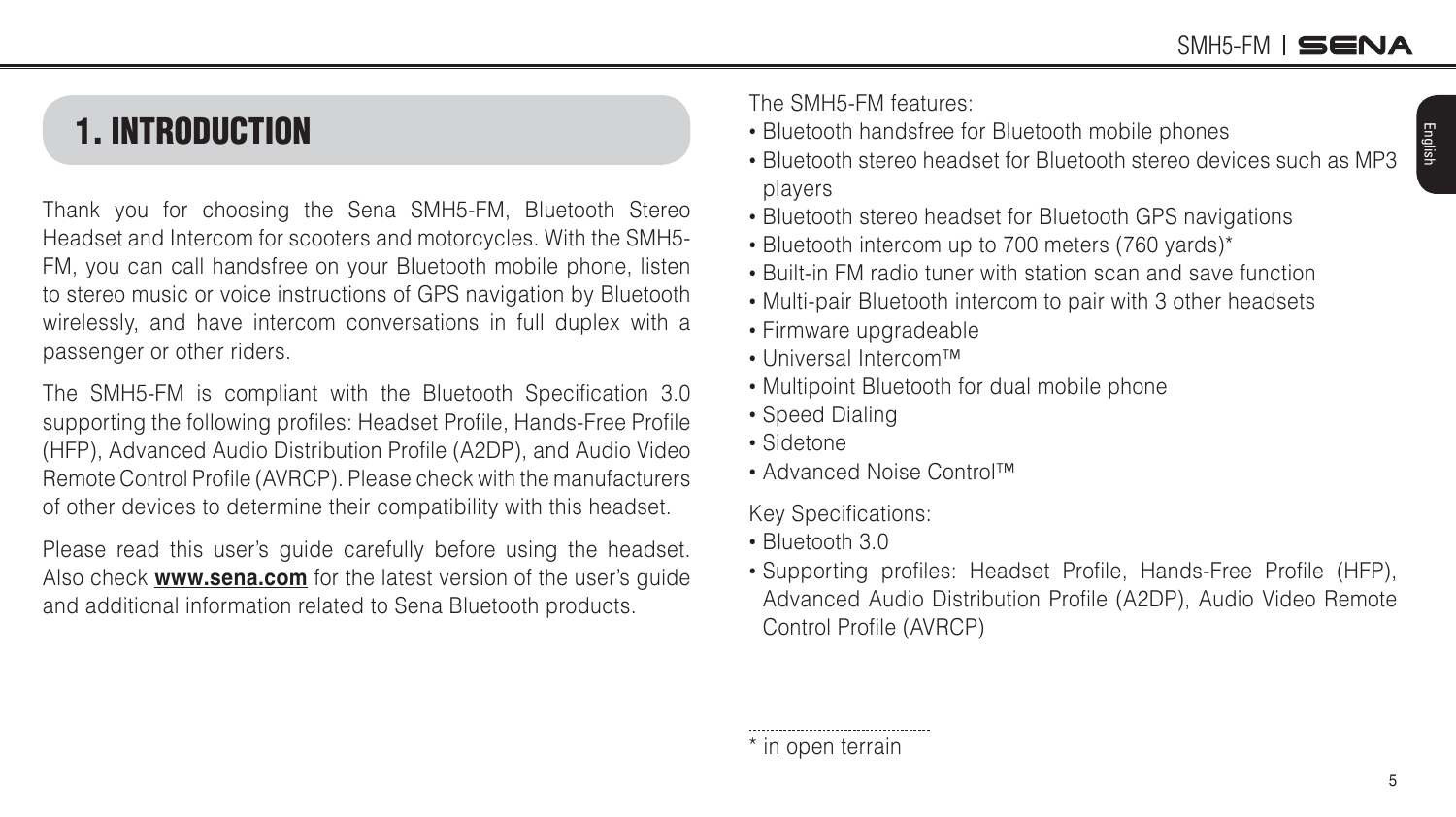# 1. INTRODUCTION

Thank you for choosing the Sena SMH5-FM, Bluetooth Stereo Headset and Intercom for scooters and motorcycles. With the SMH5-FM, you can call handsfree on your Bluetooth mobile phone, listen to stereo music or voice instructions of GPS navigation by Bluetooth wirelessly, and have intercom conversations in full duplex with a passenger or other riders.

The SMH5-FM is compliant with the Bluetooth Specification 3.0 supporting the following profiles: Headset Profile, Hands-Free Profile (HFP), Advanced Audio Distribution Profile (A2DP), and Audio Video Remote Control Profile (AVRCP). Please check with the manufacturers of other devices to determine their compatibility with this headset.

Please read this user's guide carefully before using the headset. Also check **www.sena.com** for the latest version of the user's guide and additional information related to Sena Bluetooth products.

The SMH5-FM features:

- Bluetooth handsfree for Bluetooth mobile phones
- Bluetooth stereo headset for Bluetooth stereo devices such as MP3 players
- Bluetooth stereo headset for Bluetooth GPS navigations
- Bluetooth intercom up to 700 meters (760 yards)*
- Built-in FM radio tuner with station scan and save function
- Multi-pair Bluetooth intercom to pair with 3 other headsets
- Firmware upgradeable
- Universal Intercom™
- Multipoint Bluetooth for dual mobile phone
- Speed Dialing
- Sidetone
- Advanced Noise Control™

Key Specifications:

- Bluetooth 3.0
- Supporting profiles: Headset Profile, Hands-Free Profile (HFP), Advanced Audio Distribution Profile (A2DP), Audio Video Remote Control Profile (AVRCP)

* in open terrain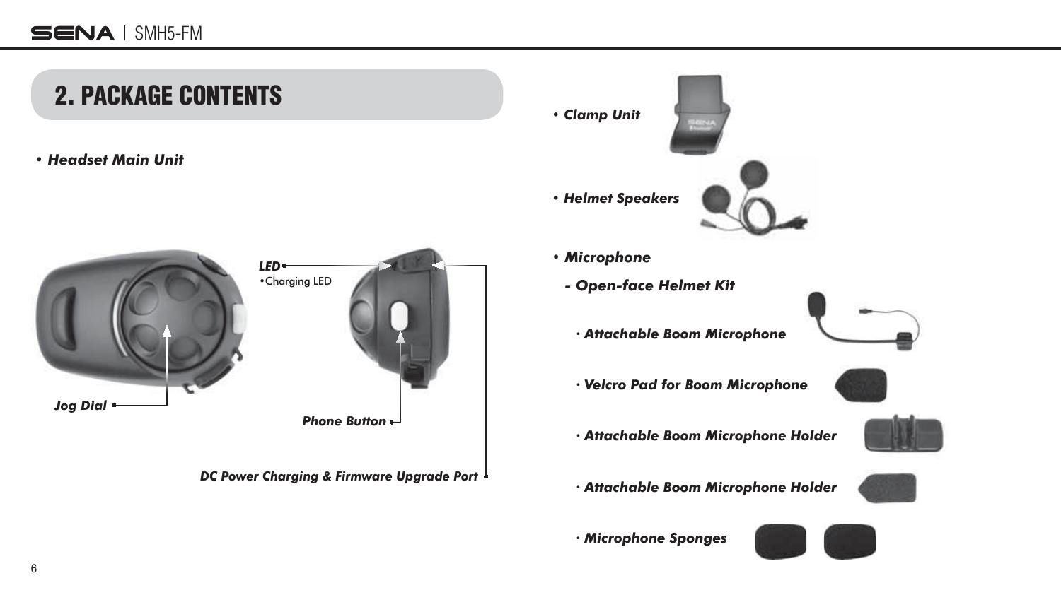## 2. PACKAGE CONTENTS

- ***Headset Main Unit***

***LED***
•Charging LED

***Jog Dial***

***Phone Button***

***DC Power Charging & Firmware Upgrade Port***

- ***Clamp Unit***
- ***Helmet Speakers***
- ***Microphone***
  - ***Open-face Helmet Kit***
    - ***Attachable Boom Microphone***
    - ***Velcro Pad for Boom Microphone***
    - ***Attachable Boom Microphone Holder***
    - ***Attachable Boom Microphone Holder***
    - ***Microphone Sponges***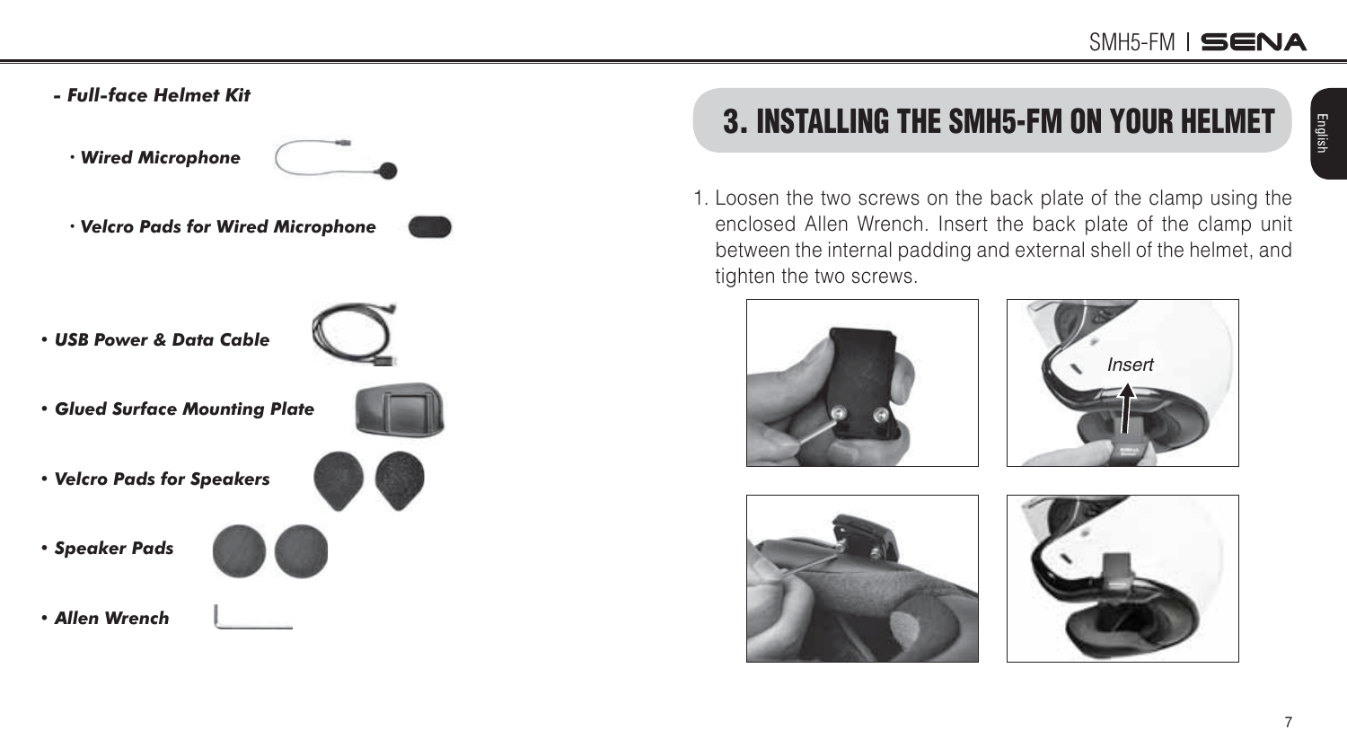***- Full-face Helmet Kit***

- ***Wired Microphone***
- ***Velcro Pads for Wired Microphone***

- ***USB Power & Data Cable***
- ***Glued Surface Mounting Plate***
- ***Velcro Pads for Speakers***
- ***Speaker Pads***
- ***Allen Wrench***

# 3. INSTALLING THE SMH5-FM ON YOUR HELMET

1. Loosen the two screws on the back plate of the clamp using the enclosed Allen Wrench. Insert the back plate of the clamp unit between the internal padding and external shell of the helmet, and tighten the two screws.

Insert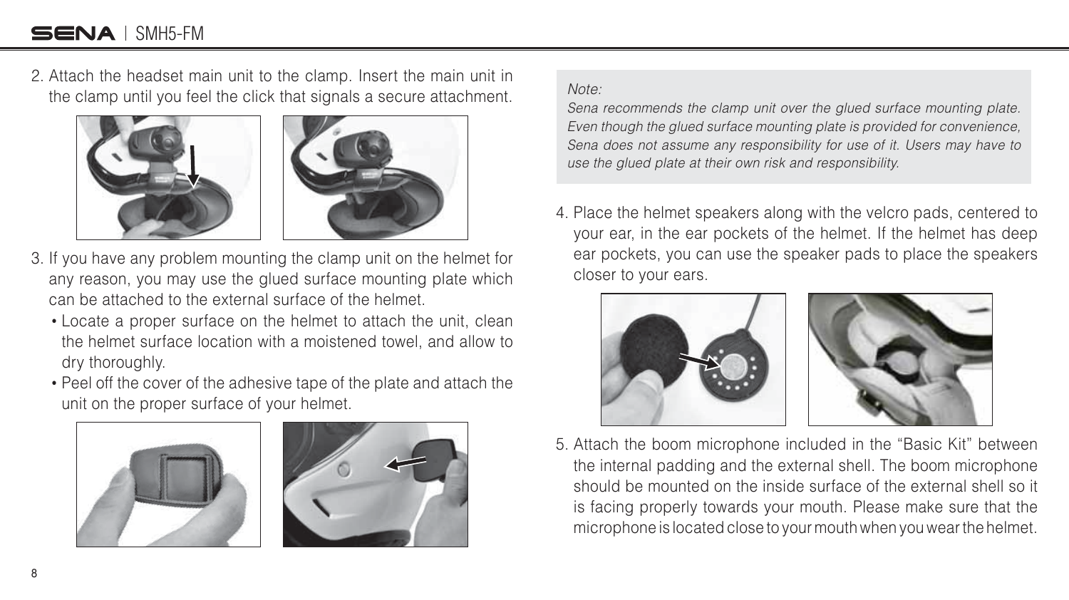2. Attach the headset main unit to the clamp. Insert the main unit in the clamp until you feel the click that signals a secure attachment.

3. If you have any problem mounting the clamp unit on the helmet for any reason, you may use the glued surface mounting plate which can be attached to the external surface of the helmet.
   - Locate a proper surface on the helmet to attach the unit, clean the helmet surface location with a moistened towel, and allow to dry thoroughly.
   - Peel off the cover of the adhesive tape of the plate and attach the unit on the proper surface of your helmet.

*Note:*
*Sena recommends the clamp unit over the glued surface mounting plate. Even though the glued surface mounting plate is provided for convenience, Sena does not assume any responsibility for use of it. Users may have to use the glued plate at their own risk and responsibility.*

4. Place the helmet speakers along with the velcro pads, centered to your ear, in the ear pockets of the helmet. If the helmet has deep ear pockets, you can use the speaker pads to place the speakers closer to your ears.

5. Attach the boom microphone included in the "Basic Kit" between the internal padding and the external shell. The boom microphone should be mounted on the inside surface of the external shell so it is facing properly towards your mouth. Please make sure that the microphone is located close to your mouth when you wear the helmet.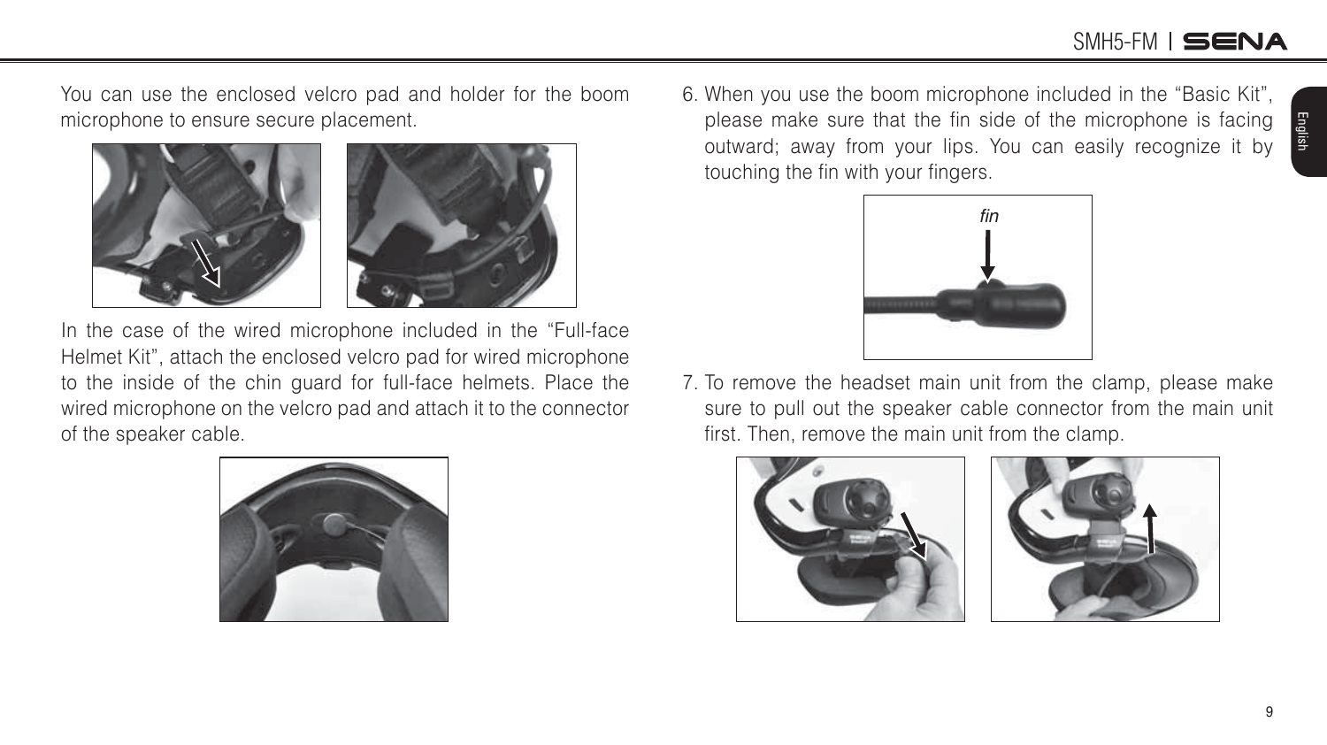You can use the enclosed velcro pad and holder for the boom microphone to ensure secure placement.

In the case of the wired microphone included in the “Full-face Helmet Kit”, attach the enclosed velcro pad for wired microphone to the inside of the chin guard for full-face helmets. Place the wired microphone on the velcro pad and attach it to the connector of the speaker cable.

6. When you use the boom microphone included in the “Basic Kit”, please make sure that the fin side of the microphone is facing outward; away from your lips. You can easily recognize it by touching the fin with your fingers.

7. To remove the headset main unit from the clamp, please make sure to pull out the speaker cable connector from the main unit first. Then, remove the main unit from the clamp.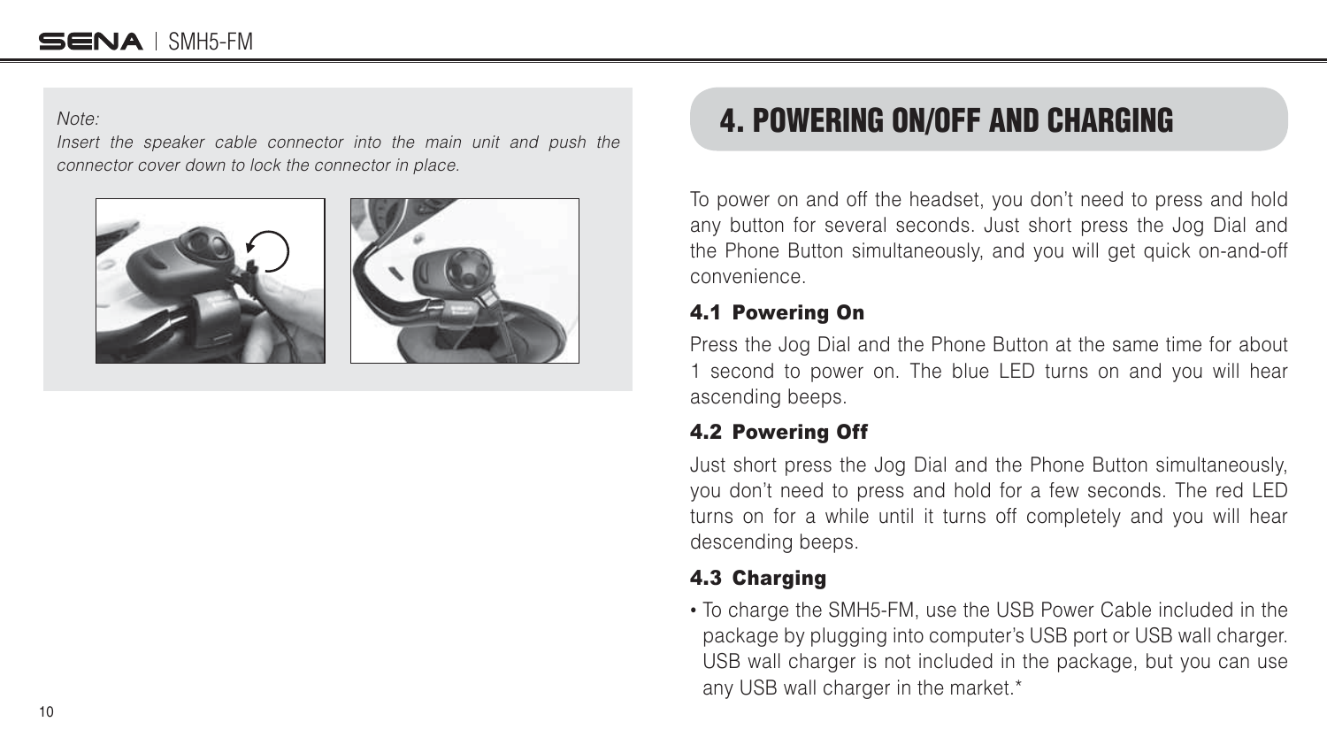*Note:*
*Insert the speaker cable connector into the main unit and push the connector cover down to lock the connector in place.*

# 4. POWERING ON/OFF AND CHARGING

To power on and off the headset, you don't need to press and hold any button for several seconds. Just short press the Jog Dial and the Phone Button simultaneously, and you will get quick on-and-off convenience.

## 4.1 Powering On

Press the Jog Dial and the Phone Button at the same time for about 1 second to power on. The blue LED turns on and you will hear ascending beeps.

## 4.2 Powering Off

Just short press the Jog Dial and the Phone Button simultaneously, you don't need to press and hold for a few seconds. The red LED turns on for a while until it turns off completely and you will hear descending beeps.

## 4.3 Charging

- To charge the SMH5-FM, use the USB Power Cable included in the package by plugging into computer's USB port or USB wall charger. USB wall charger is not included in the package, but you can use any USB wall charger in the market.*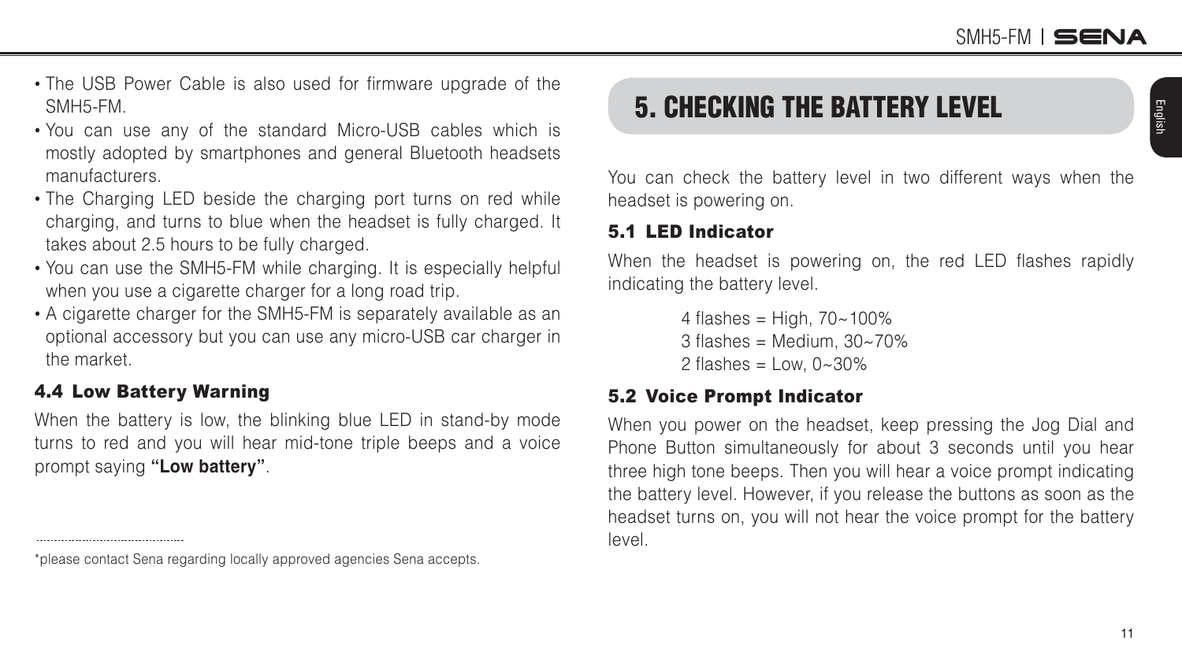- The USB Power Cable is also used for firmware upgrade of the SMH5-FM.
- You can use any of the standard Micro-USB cables which is mostly adopted by smartphones and general Bluetooth headsets manufacturers.
- The Charging LED beside the charging port turns on red while charging, and turns to blue when the headset is fully charged. It takes about 2.5 hours to be fully charged.
- You can use the SMH5-FM while charging. It is especially helpful when you use a cigarette charger for a long road trip.
- A cigarette charger for the SMH5-FM is separately available as an optional accessory but you can use any micro-USB car charger in the market.

### 4.4 Low Battery Warning

When the battery is low, the blinking blue LED in stand-by mode turns to red and you will hear mid-tone triple beeps and a voice prompt saying **"Low battery"**.

*please contact Sena regarding locally approved agencies Sena accepts.

## 5. CHECKING THE BATTERY LEVEL

You can check the battery level in two different ways when the headset is powering on.

### 5.1 LED Indicator

When the headset is powering on, the red LED flashes rapidly indicating the battery level.

4 flashes = High, 70~100%
3 flashes = Medium, 30~70%
2 flashes = Low, 0~30%

### 5.2 Voice Prompt Indicator

When you power on the headset, keep pressing the Jog Dial and Phone Button simultaneously for about 3 seconds until you hear three high tone beeps. Then you will hear a voice prompt indicating the battery level. However, if you release the buttons as soon as the headset turns on, you will not hear the voice prompt for the battery level.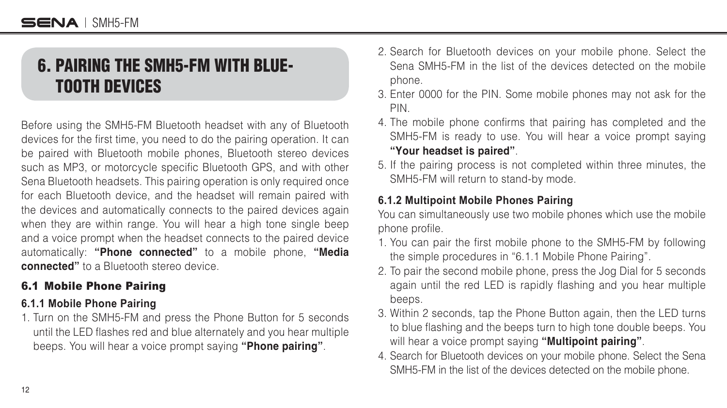# 6. PAIRING THE SMH5-FM WITH BLUE-TOOTH DEVICES

Before using the SMH5-FM Bluetooth headset with any of Bluetooth devices for the first time, you need to do the pairing operation. It can be paired with Bluetooth mobile phones, Bluetooth stereo devices such as MP3, or motorcycle specific Bluetooth GPS, and with other Sena Bluetooth headsets. This pairing operation is only required once for each Bluetooth device, and the headset will remain paired with the devices and automatically connects to the paired devices again when they are within range. You will hear a high tone single beep and a voice prompt when the headset connects to the paired device automatically: **"Phone connected"** to a mobile phone, **"Media connected"** to a Bluetooth stereo device.

## 6.1 Mobile Phone Pairing

### 6.1.1 Mobile Phone Pairing

1. Turn on the SMH5-FM and press the Phone Button for 5 seconds until the LED flashes red and blue alternately and you hear multiple beeps. You will hear a voice prompt saying **"Phone pairing"**.
2. Search for Bluetooth devices on your mobile phone. Select the Sena SMH5-FM in the list of the devices detected on the mobile phone.
3. Enter 0000 for the PIN. Some mobile phones may not ask for the PIN.
4. The mobile phone confirms that pairing has completed and the SMH5-FM is ready to use. You will hear a voice prompt saying **"Your headset is paired"**.
5. If the pairing process is not completed within three minutes, the SMH5-FM will return to stand-by mode.

### 6.1.2 Multipoint Mobile Phones Pairing

You can simultaneously use two mobile phones which use the mobile phone profile.

1. You can pair the first mobile phone to the SMH5-FM by following the simple procedures in "6.1.1 Mobile Phone Pairing".
2. To pair the second mobile phone, press the Jog Dial for 5 seconds again until the red LED is rapidly flashing and you hear multiple beeps.
3. Within 2 seconds, tap the Phone Button again, then the LED turns to blue flashing and the beeps turn to high tone double beeps. You will hear a voice prompt saying **"Multipoint pairing"**.
4. Search for Bluetooth devices on your mobile phone. Select the Sena SMH5-FM in the list of the devices detected on the mobile phone.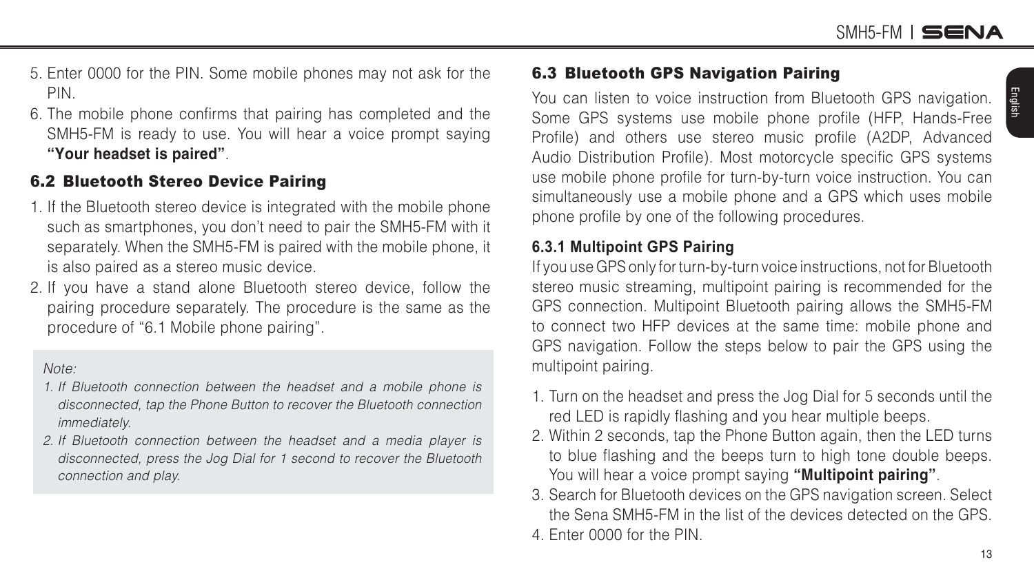5. Enter 0000 for the PIN. Some mobile phones may not ask for the PIN.
6. The mobile phone confirms that pairing has completed and the SMH5-FM is ready to use. You will hear a voice prompt saying **"Your headset is paired"**.

## 6.2 Bluetooth Stereo Device Pairing

1. If the Bluetooth stereo device is integrated with the mobile phone such as smartphones, you don't need to pair the SMH5-FM with it separately. When the SMH5-FM is paired with the mobile phone, it is also paired as a stereo music device.
2. If you have a stand alone Bluetooth stereo device, follow the pairing procedure separately. The procedure is the same as the procedure of "6.1 Mobile phone pairing".

*Note:*

*1. If Bluetooth connection between the headset and a mobile phone is disconnected, tap the Phone Button to recover the Bluetooth connection immediately.*

*2. If Bluetooth connection between the headset and a media player is disconnected, press the Jog Dial for 1 second to recover the Bluetooth connection and play.*

## 6.3 Bluetooth GPS Navigation Pairing

You can listen to voice instruction from Bluetooth GPS navigation. Some GPS systems use mobile phone profile (HFP, Hands-Free Profile) and others use stereo music profile (A2DP, Advanced Audio Distribution Profile). Most motorcycle specific GPS systems use mobile phone profile for turn-by-turn voice instruction. You can simultaneously use a mobile phone and a GPS which uses mobile phone profile by one of the following procedures.

### 6.3.1 Multipoint GPS Pairing

If you use GPS only for turn-by-turn voice instructions, not for Bluetooth stereo music streaming, multipoint pairing is recommended for the GPS connection. Multipoint Bluetooth pairing allows the SMH5-FM to connect two HFP devices at the same time: mobile phone and GPS navigation. Follow the steps below to pair the GPS using the multipoint pairing.

1. Turn on the headset and press the Jog Dial for 5 seconds until the red LED is rapidly flashing and you hear multiple beeps.
2. Within 2 seconds, tap the Phone Button again, then the LED turns to blue flashing and the beeps turn to high tone double beeps. You will hear a voice prompt saying **"Multipoint pairing"**.
3. Search for Bluetooth devices on the GPS navigation screen. Select the Sena SMH5-FM in the list of the devices detected on the GPS.
4. Enter 0000 for the PIN.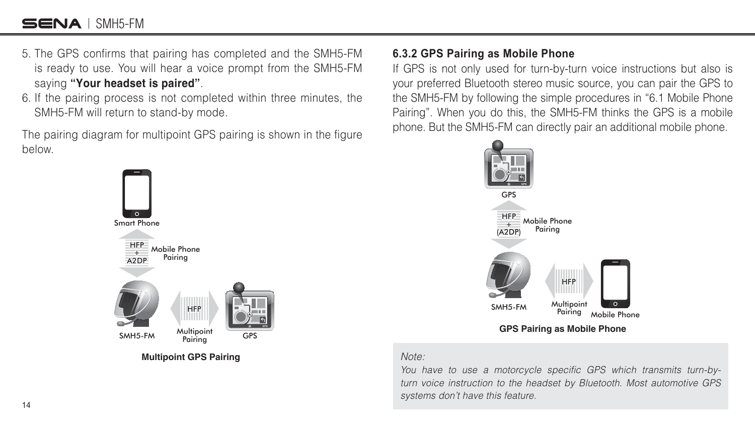5. The GPS confirms that pairing has completed and the SMH5-FM is ready to use. You will hear a voice prompt from the SMH5-FM saying **"Your headset is paired"**.
6. If the pairing process is not completed within three minutes, the SMH5-FM will return to stand-by mode.

The pairing diagram for multipoint GPS pairing is shown in the figure below.

**Multipoint GPS Pairing**

### 6.3.2 GPS Pairing as Mobile Phone

If GPS is not only used for turn-by-turn voice instructions but also is your preferred Bluetooth stereo music source, you can pair the GPS to the SMH5-FM by following the simple procedures in "6.1 Mobile Phone Pairing". When you do this, the SMH5-FM thinks the GPS is a mobile phone. But the SMH5-FM can directly pair an additional mobile phone.

**GPS Pairing as Mobile Phone**

> *Note:*
> *You have to use a motorcycle specific GPS which transmits turn-by-turn voice instruction to the headset by Bluetooth. Most automotive GPS systems don't have this feature.*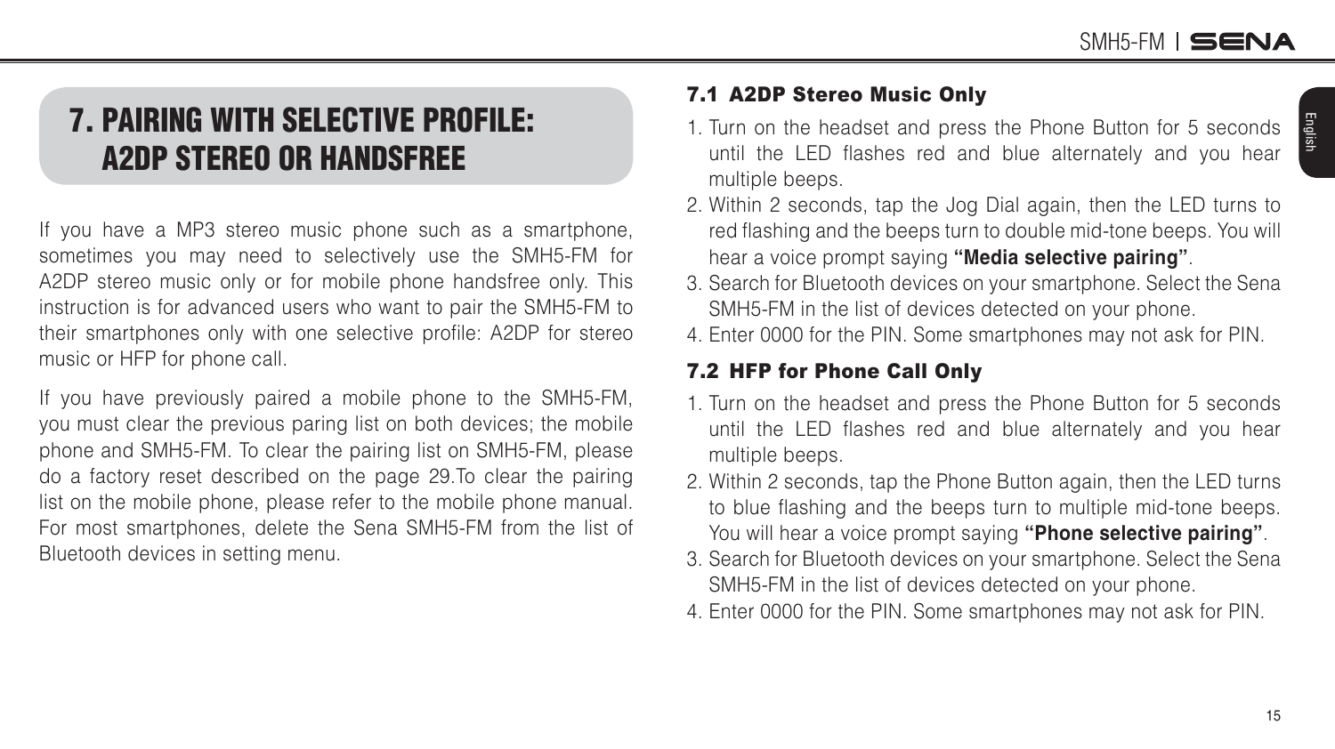# 7. PAIRING WITH SELECTIVE PROFILE: A2DP STEREO OR HANDSFREE

If you have a MP3 stereo music phone such as a smartphone, sometimes you may need to selectively use the SMH5-FM for A2DP stereo music only or for mobile phone handsfree only. This instruction is for advanced users who want to pair the SMH5-FM to their smartphones only with one selective profile: A2DP for stereo music or HFP for phone call.

If you have previously paired a mobile phone to the SMH5-FM, you must clear the previous paring list on both devices; the mobile phone and SMH5-FM. To clear the pairing list on SMH5-FM, please do a factory reset described on the page 29.To clear the pairing list on the mobile phone, please refer to the mobile phone manual. For most smartphones, delete the Sena SMH5-FM from the list of Bluetooth devices in setting menu.

## 7.1 A2DP Stereo Music Only

1. Turn on the headset and press the Phone Button for 5 seconds until the LED flashes red and blue alternately and you hear multiple beeps.
2. Within 2 seconds, tap the Jog Dial again, then the LED turns to red flashing and the beeps turn to double mid-tone beeps. You will hear a voice prompt saying **“Media selective pairing”**.
3. Search for Bluetooth devices on your smartphone. Select the Sena SMH5-FM in the list of devices detected on your phone.
4. Enter 0000 for the PIN. Some smartphones may not ask for PIN.

## 7.2 HFP for Phone Call Only

1. Turn on the headset and press the Phone Button for 5 seconds until the LED flashes red and blue alternately and you hear multiple beeps.
2. Within 2 seconds, tap the Phone Button again, then the LED turns to blue flashing and the beeps turn to multiple mid-tone beeps. You will hear a voice prompt saying **“Phone selective pairing”**.
3. Search for Bluetooth devices on your smartphone. Select the Sena SMH5-FM in the list of devices detected on your phone.
4. Enter 0000 for the PIN. Some smartphones may not ask for PIN.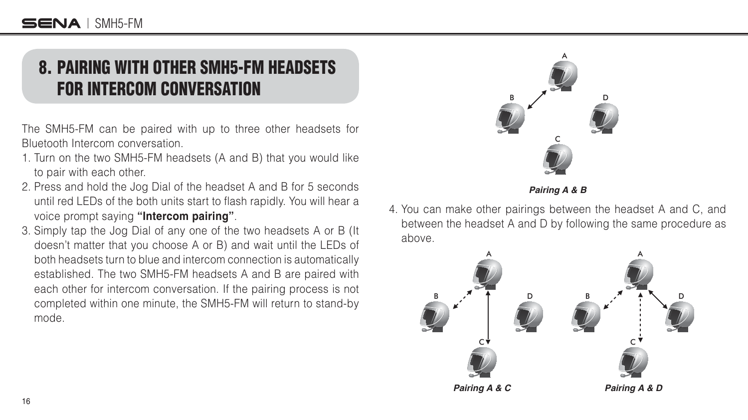# 8. PAIRING WITH OTHER SMH5-FM HEADSETS FOR INTERCOM CONVERSATION

The SMH5-FM can be paired with up to three other headsets for Bluetooth Intercom conversation.

1. Turn on the two SMH5-FM headsets (A and B) that you would like to pair with each other.
2. Press and hold the Jog Dial of the headset A and B for 5 seconds until red LEDs of the both units start to flash rapidly. You will hear a voice prompt saying **"Intercom pairing"**.
3. Simply tap the Jog Dial of any one of the two headsets A or B (It doesn't matter that you choose A or B) and wait until the LEDs of both headsets turn to blue and intercom connection is automatically established. The two SMH5-FM headsets A and B are paired with each other for intercom conversation. If the pairing process is not completed within one minute, the SMH5-FM will return to stand-by mode.

***Pairing A & B***

4. You can make other pairings between the headset A and C, and between the headset A and D by following the same procedure as above.

***Pairing A & C***

***Pairing A & D***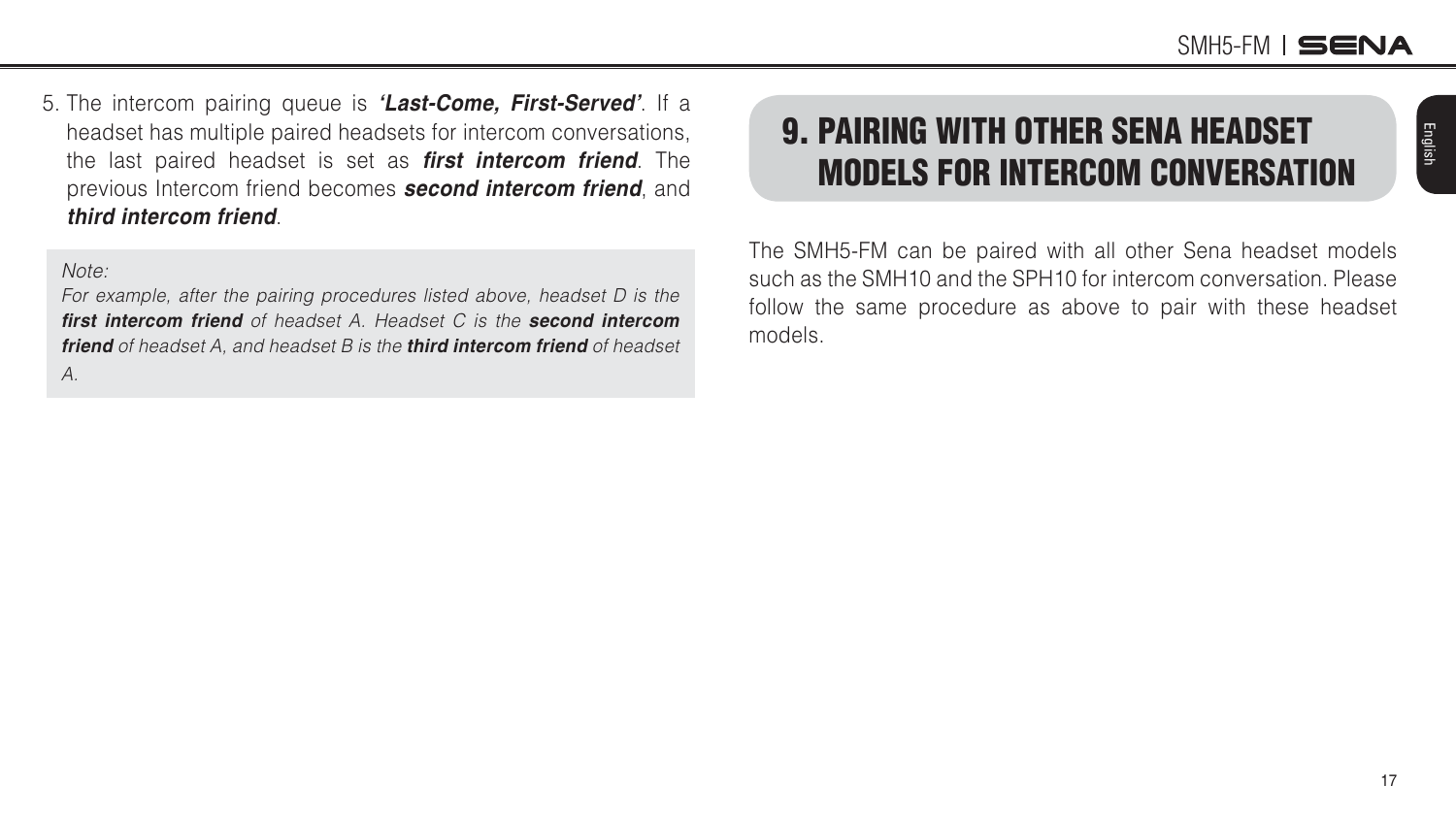5. The intercom pairing queue is ***'Last-Come, First-Served'***. If a headset has multiple paired headsets for intercom conversations, the last paired headset is set as ***first intercom friend***. The previous Intercom friend becomes ***second intercom friend***, and ***third intercom friend***.

> *Note:*
> *For example, after the pairing procedures listed above, headset D is the **first intercom friend** of headset A. Headset C is the **second intercom friend** of headset A, and headset B is the **third intercom friend** of headset A.*

# 9. PAIRING WITH OTHER SENA HEADSET MODELS FOR INTERCOM CONVERSATION

The SMH5-FM can be paired with all other Sena headset models such as the SMH10 and the SPH10 for intercom conversation. Please follow the same procedure as above to pair with these headset models.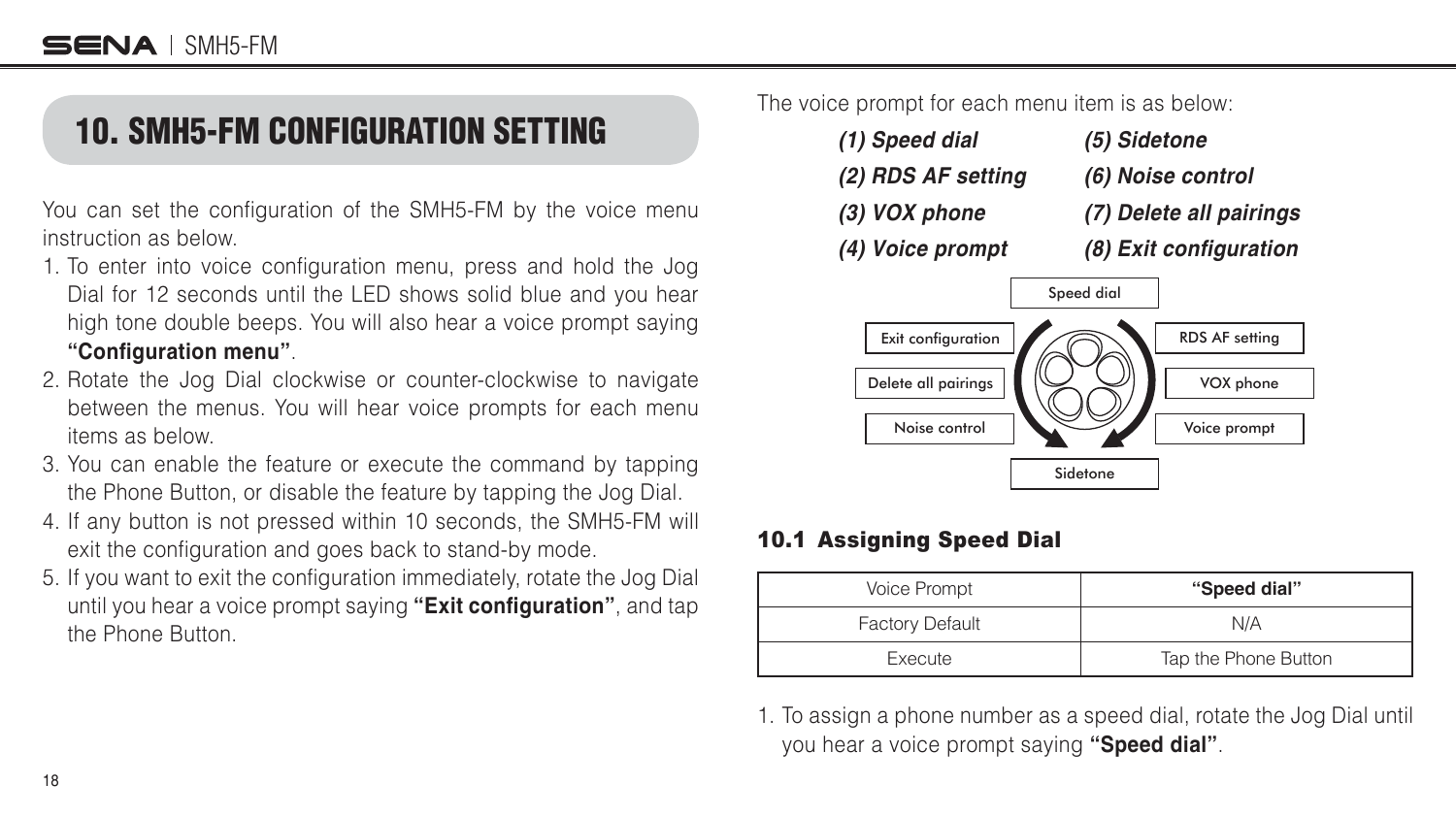# 10. SMH5-FM CONFIGURATION SETTING

You can set the configuration of the SMH5-FM by the voice menu instruction as below.

1. To enter into voice configuration menu, press and hold the Jog Dial for 12 seconds until the LED shows solid blue and you hear high tone double beeps. You will also hear a voice prompt saying **"Configuration menu"**.
2. Rotate the Jog Dial clockwise or counter-clockwise to navigate between the menus. You will hear voice prompts for each menu items as below.
3. You can enable the feature or execute the command by tapping the Phone Button, or disable the feature by tapping the Jog Dial.
4. If any button is not pressed within 10 seconds, the SMH5-FM will exit the configuration and goes back to stand-by mode.
5. If you want to exit the configuration immediately, rotate the Jog Dial until you hear a voice prompt saying **"Exit configuration"**, and tap the Phone Button.

The voice prompt for each menu item is as below:

***(1) Speed dial***
***(2) RDS AF setting***
***(3) VOX phone***
***(4) Voice prompt***
***(5) Sidetone***
***(6) Noise control***
***(7) Delete all pairings***
***(8) Exit configuration***

Speed dial
Exit configuration
RDS AF setting
Delete all pairings
VOX phone
Noise control
Voice prompt
Sidetone

## 10.1 Assigning Speed Dial

| Voice Prompt | **"Speed dial"** |
|---|---|
| Factory Default | N/A |
| Execute | Tap the Phone Button |

1. To assign a phone number as a speed dial, rotate the Jog Dial until you hear a voice prompt saying **"Speed dial"**.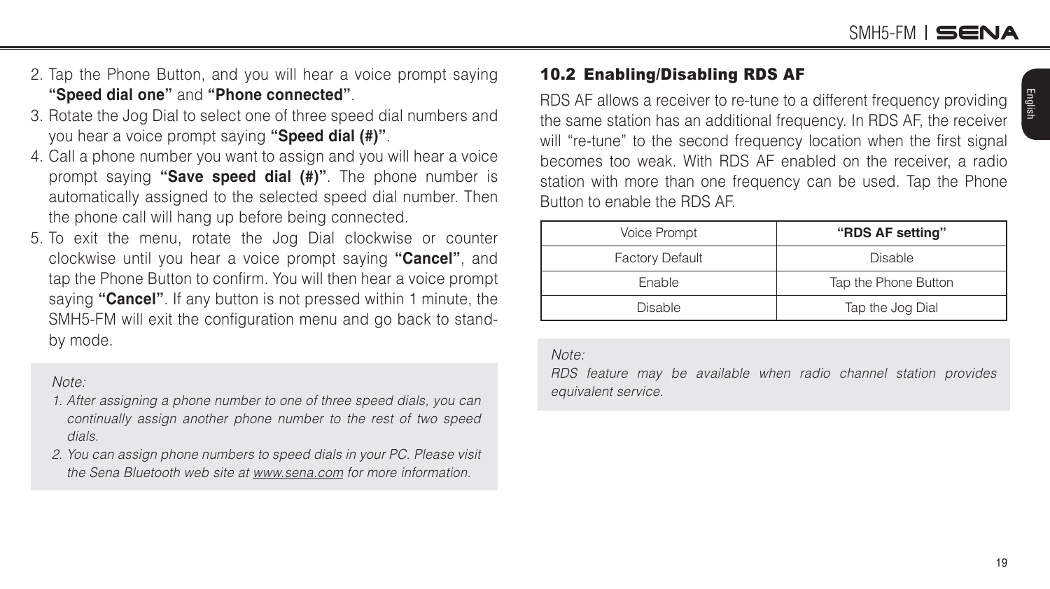2. Tap the Phone Button, and you will hear a voice prompt saying **"Speed dial one"** and **"Phone connected"**.
3. Rotate the Jog Dial to select one of three speed dial numbers and you hear a voice prompt saying **"Speed dial (#)"**.
4. Call a phone number you want to assign and you will hear a voice prompt saying **"Save speed dial (#)"**. The phone number is automatically assigned to the selected speed dial number. Then the phone call will hang up before being connected.
5. To exit the menu, rotate the Jog Dial clockwise or counter clockwise until you hear a voice prompt saying **"Cancel"**, and tap the Phone Button to confirm. You will then hear a voice prompt saying **"Cancel"**. If any button is not pressed within 1 minute, the SMH5-FM will exit the configuration menu and go back to stand-by mode.

*Note:*

1. *After assigning a phone number to one of three speed dials, you can continually assign another phone number to the rest of two speed dials.*
2. *You can assign phone numbers to speed dials in your PC. Please visit the Sena Bluetooth web site at www.sena.com for more information.*

### 10.2 Enabling/Disabling RDS AF

RDS AF allows a receiver to re-tune to a different frequency providing the same station has an additional frequency. In RDS AF, the receiver will "re-tune" to the second frequency location when the first signal becomes too weak. With RDS AF enabled on the receiver, a radio station with more than one frequency can be used. Tap the Phone Button to enable the RDS AF.

| Voice Prompt | **"RDS AF setting"** |
|---|---|
| Factory Default | Disable |
| Enable | Tap the Phone Button |
| Disable | Tap the Jog Dial |

*Note:*
*RDS feature may be available when radio channel station provides equivalent service.*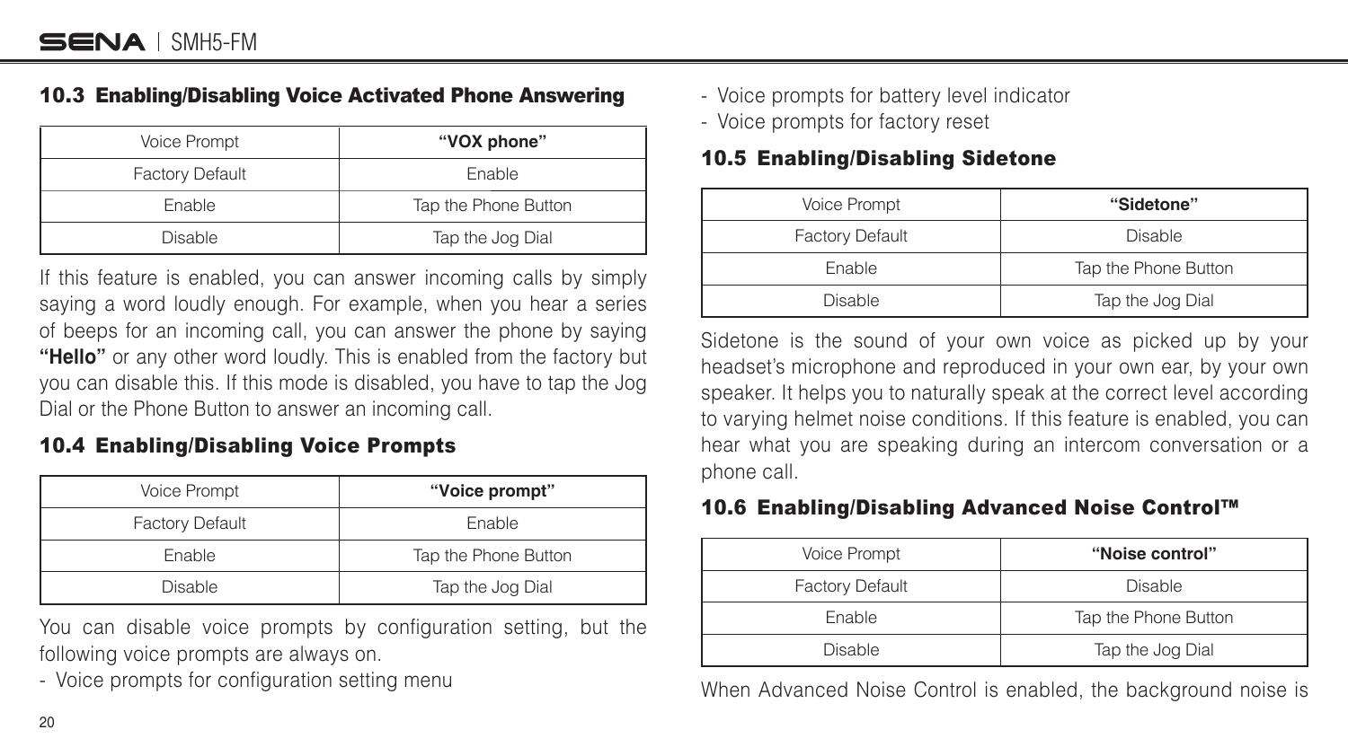### 10.3 Enabling/Disabling Voice Activated Phone Answering

| Voice Prompt | **"VOX phone"** |
|---|---|
| Factory Default | Enable |
| Enable | Tap the Phone Button |
| Disable | Tap the Jog Dial |

If this feature is enabled, you can answer incoming calls by simply saying a word loudly enough. For example, when you hear a series of beeps for an incoming call, you can answer the phone by saying **"Hello"** or any other word loudly. This is enabled from the factory but you can disable this. If this mode is disabled, you have to tap the Jog Dial or the Phone Button to answer an incoming call.

### 10.4 Enabling/Disabling Voice Prompts

| Voice Prompt | **"Voice prompt"** |
|---|---|
| Factory Default | Enable |
| Enable | Tap the Phone Button |
| Disable | Tap the Jog Dial |

You can disable voice prompts by configuration setting, but the following voice prompts are always on.

- Voice prompts for configuration setting menu
- Voice prompts for battery level indicator
- Voice prompts for factory reset

### 10.5 Enabling/Disabling Sidetone

| Voice Prompt | **"Sidetone"** |
|---|---|
| Factory Default | Disable |
| Enable | Tap the Phone Button |
| Disable | Tap the Jog Dial |

Sidetone is the sound of your own voice as picked up by your headset's microphone and reproduced in your own ear, by your own speaker. It helps you to naturally speak at the correct level according to varying helmet noise conditions. If this feature is enabled, you can hear what you are speaking during an intercom conversation or a phone call.

### 10.6 Enabling/Disabling Advanced Noise Control™

| Voice Prompt | **"Noise control"** |
|---|---|
| Factory Default | Disable |
| Enable | Tap the Phone Button |
| Disable | Tap the Jog Dial |

When Advanced Noise Control is enabled, the background noise is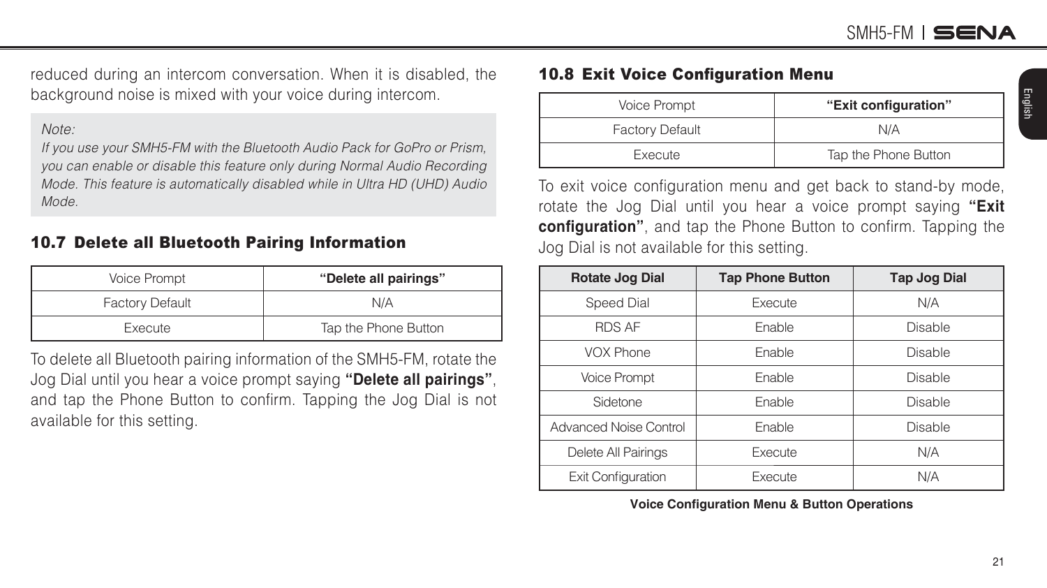reduced during an intercom conversation. When it is disabled, the background noise is mixed with your voice during intercom.

*Note:*
*If you use your SMH5-FM with the Bluetooth Audio Pack for GoPro or Prism, you can enable or disable this feature only during Normal Audio Recording Mode. This feature is automatically disabled while in Ultra HD (UHD) Audio Mode.*

## 10.7 Delete all Bluetooth Pairing Information

| Voice Prompt | **"Delete all pairings"** |
|---|---|
| Factory Default | N/A |
| Execute | Tap the Phone Button |

To delete all Bluetooth pairing information of the SMH5-FM, rotate the Jog Dial until you hear a voice prompt saying **"Delete all pairings"**, and tap the Phone Button to confirm. Tapping the Jog Dial is not available for this setting.

## 10.8 Exit Voice Configuration Menu

| Voice Prompt | **"Exit configuration"** |
|---|---|
| Factory Default | N/A |
| Execute | Tap the Phone Button |

To exit voice configuration menu and get back to stand-by mode, rotate the Jog Dial until you hear a voice prompt saying **"Exit configuration"**, and tap the Phone Button to confirm. Tapping the Jog Dial is not available for this setting.

| Rotate Jog Dial | Tap Phone Button | Tap Jog Dial |
|---|---|---|
| Speed Dial | Execute | N/A |
| RDS AF | Enable | Disable |
| VOX Phone | Enable | Disable |
| Voice Prompt | Enable | Disable |
| Sidetone | Enable | Disable |
| Advanced Noise Control | Enable | Disable |
| Delete All Pairings | Execute | N/A |
| Exit Configuration | Execute | N/A |

**Voice Configuration Menu & Button Operations**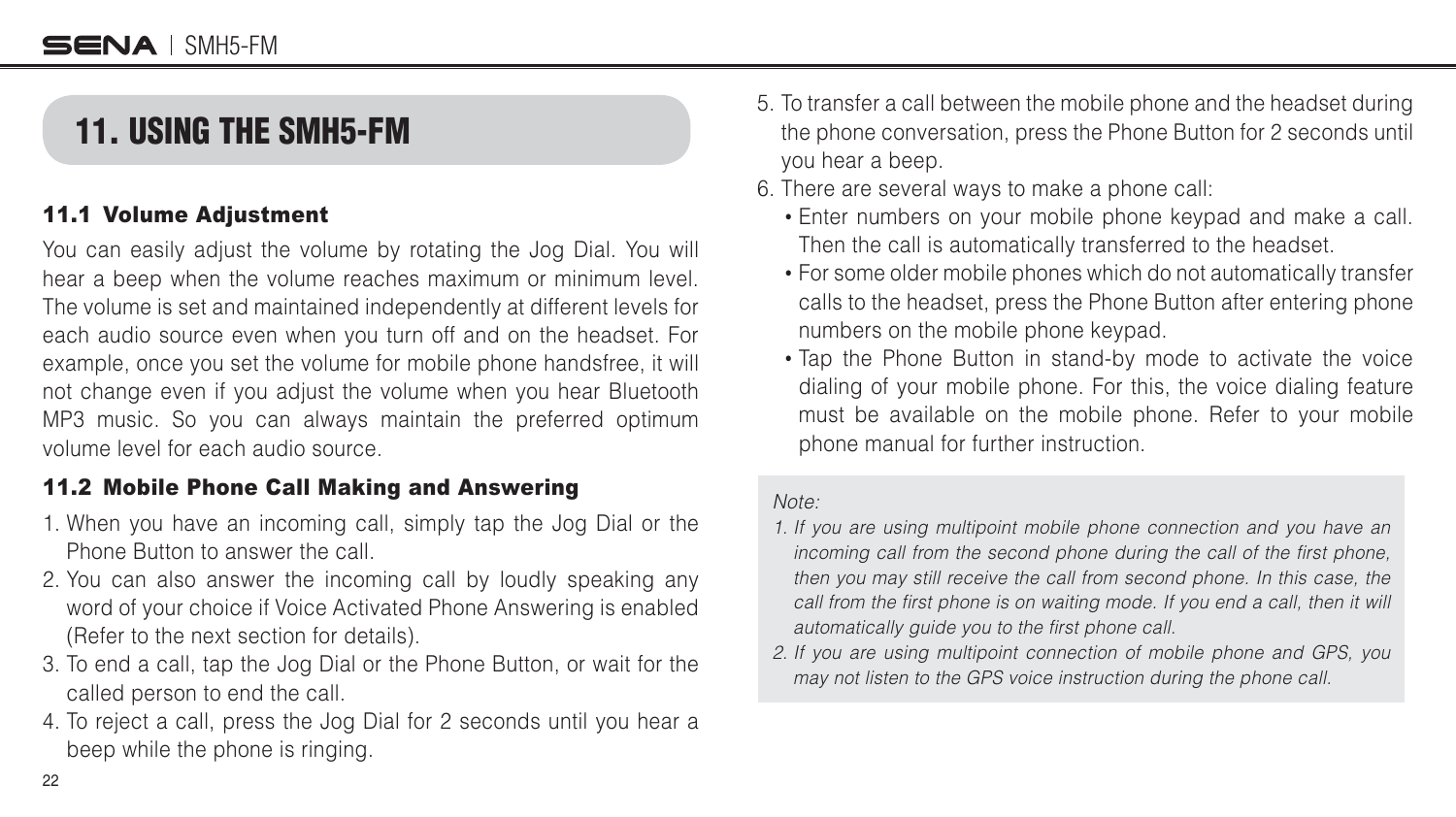# 11. USING THE SMH5-FM

### 11.1 Volume Adjustment

You can easily adjust the volume by rotating the Jog Dial. You will hear a beep when the volume reaches maximum or minimum level. The volume is set and maintained independently at different levels for each audio source even when you turn off and on the headset. For example, once you set the volume for mobile phone handsfree, it will not change even if you adjust the volume when you hear Bluetooth MP3 music. So you can always maintain the preferred optimum volume level for each audio source.

### 11.2 Mobile Phone Call Making and Answering

1. When you have an incoming call, simply tap the Jog Dial or the Phone Button to answer the call.
2. You can also answer the incoming call by loudly speaking any word of your choice if Voice Activated Phone Answering is enabled (Refer to the next section for details).
3. To end a call, tap the Jog Dial or the Phone Button, or wait for the called person to end the call.
4. To reject a call, press the Jog Dial for 2 seconds until you hear a beep while the phone is ringing.
5. To transfer a call between the mobile phone and the headset during the phone conversation, press the Phone Button for 2 seconds until you hear a beep.
6. There are several ways to make a phone call:
   - Enter numbers on your mobile phone keypad and make a call. Then the call is automatically transferred to the headset.
   - For some older mobile phones which do not automatically transfer calls to the headset, press the Phone Button after entering phone numbers on the mobile phone keypad.
   - Tap the Phone Button in stand-by mode to activate the voice dialing of your mobile phone. For this, the voice dialing feature must be available on the mobile phone. Refer to your mobile phone manual for further instruction.

*Note:*

1. *If you are using multipoint mobile phone connection and you have an incoming call from the second phone during the call of the first phone, then you may still receive the call from second phone. In this case, the call from the first phone is on waiting mode. If you end a call, then it will automatically guide you to the first phone call.*
2. *If you are using multipoint connection of mobile phone and GPS, you may not listen to the GPS voice instruction during the phone call.*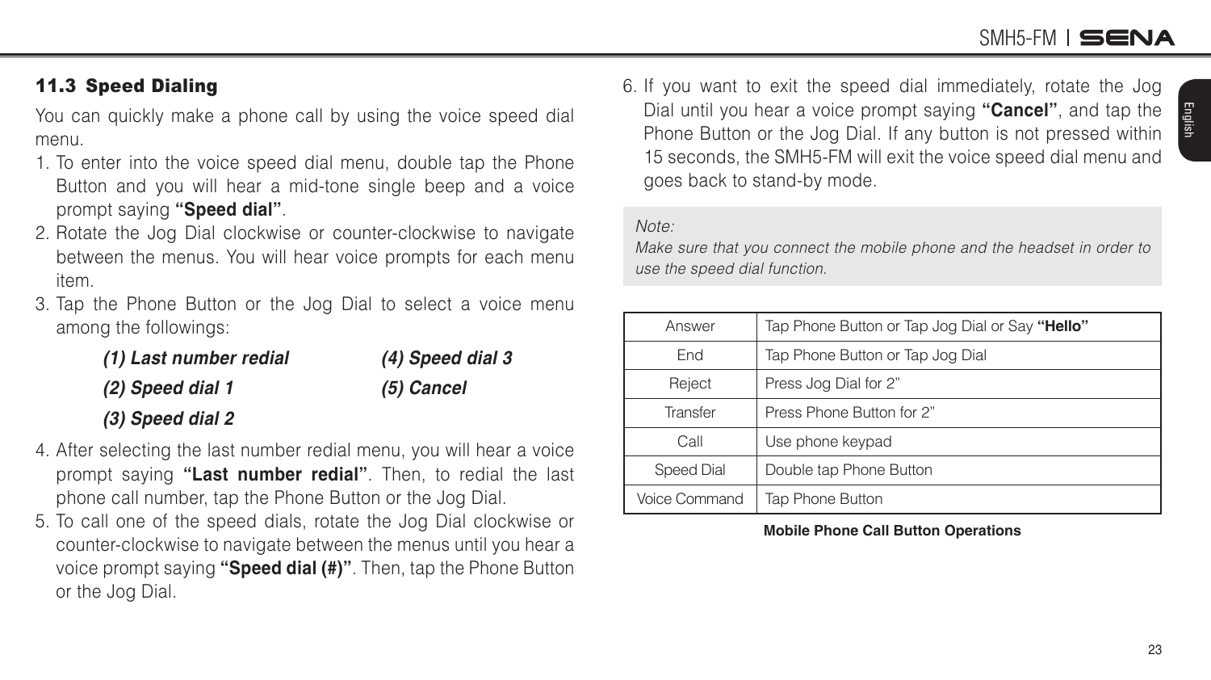### 11.3 Speed Dialing

You can quickly make a phone call by using the voice speed dial menu.

1. To enter into the voice speed dial menu, double tap the Phone Button and you will hear a mid-tone single beep and a voice prompt saying **"Speed dial"**.
2. Rotate the Jog Dial clockwise or counter-clockwise to navigate between the menus. You will hear voice prompts for each menu item.
3. Tap the Phone Button or the Jog Dial to select a voice menu among the followings:

   ***(1) Last number redial***
   ***(2) Speed dial 1***
   ***(3) Speed dial 2***
   ***(4) Speed dial 3***
   ***(5) Cancel***

4. After selecting the last number redial menu, you will hear a voice prompt saying **"Last number redial"**. Then, to redial the last phone call number, tap the Phone Button or the Jog Dial.
5. To call one of the speed dials, rotate the Jog Dial clockwise or counter-clockwise to navigate between the menus until you hear a voice prompt saying **"Speed dial (#)"**. Then, tap the Phone Button or the Jog Dial.
6. If you want to exit the speed dial immediately, rotate the Jog Dial until you hear a voice prompt saying **"Cancel"**, and tap the Phone Button or the Jog Dial. If any button is not pressed within 15 seconds, the SMH5-FM will exit the voice speed dial menu and goes back to stand-by mode.

*Note:*
*Make sure that you connect the mobile phone and the headset in order to use the speed dial function.*

| | |
|---|---|
| Answer | Tap Phone Button or Tap Jog Dial or Say **"Hello"** |
| End | Tap Phone Button or Tap Jog Dial |
| Reject | Press Jog Dial for 2" |
| Transfer | Press Phone Button for 2" |
| Call | Use phone keypad |
| Speed Dial | Double tap Phone Button |
| Voice Command | Tap Phone Button |

**Mobile Phone Call Button Operations**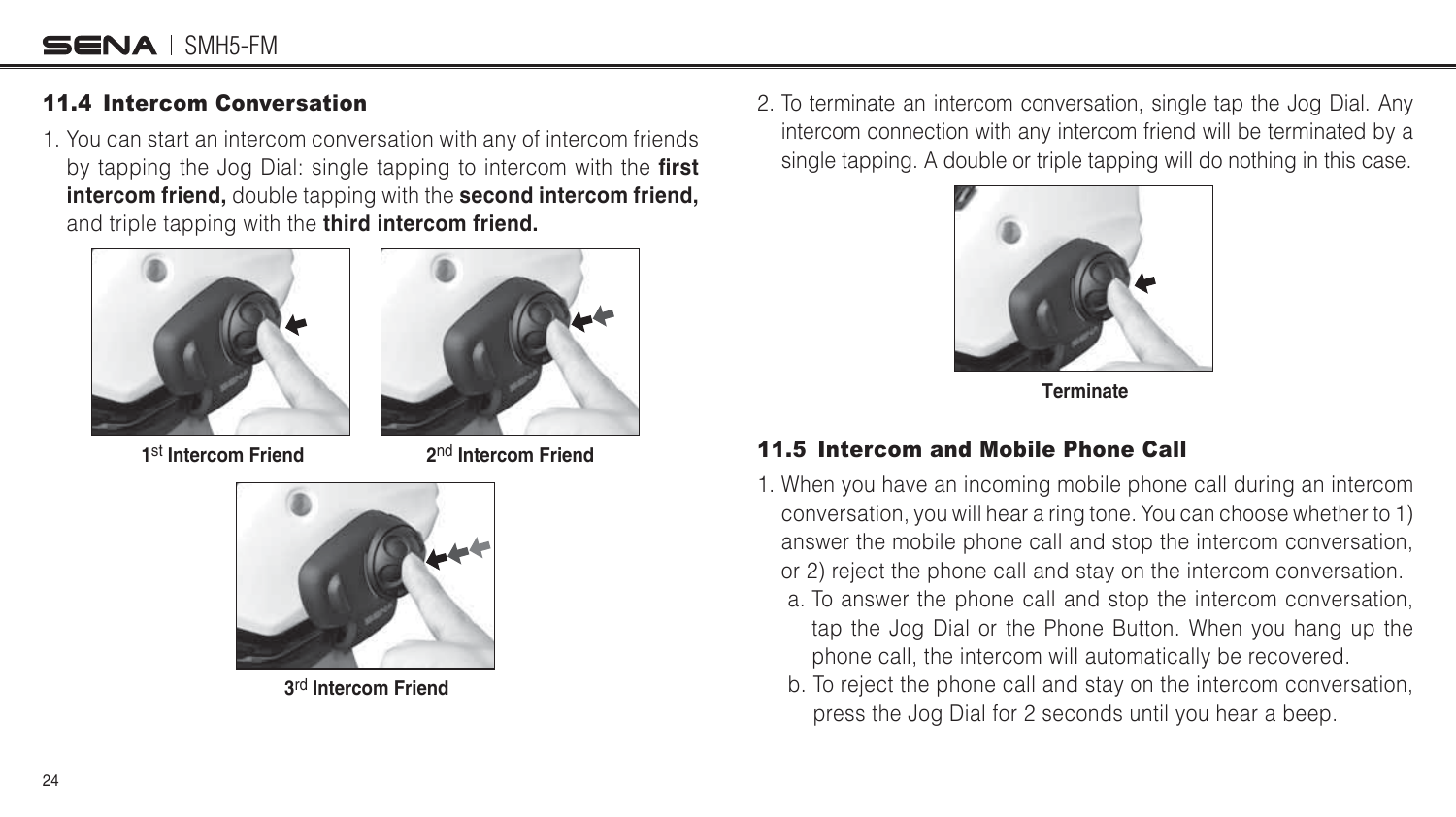## 11.4 Intercom Conversation

1. You can start an intercom conversation with any of intercom friends by tapping the Jog Dial: single tapping to intercom with the **first intercom friend,** double tapping with the **second intercom friend,** and triple tapping with the **third intercom friend.**

**1st Intercom Friend**

**2nd Intercom Friend**

**3rd Intercom Friend**

2. To terminate an intercom conversation, single tap the Jog Dial. Any intercom connection with any intercom friend will be terminated by a single tapping. A double or triple tapping will do nothing in this case.

**Terminate**

## 11.5 Intercom and Mobile Phone Call

1. When you have an incoming mobile phone call during an intercom conversation, you will hear a ring tone. You can choose whether to 1) answer the mobile phone call and stop the intercom conversation, or 2) reject the phone call and stay on the intercom conversation.
   a. To answer the phone call and stop the intercom conversation, tap the Jog Dial or the Phone Button. When you hang up the phone call, the intercom will automatically be recovered.
   b. To reject the phone call and stay on the intercom conversation, press the Jog Dial for 2 seconds until you hear a beep.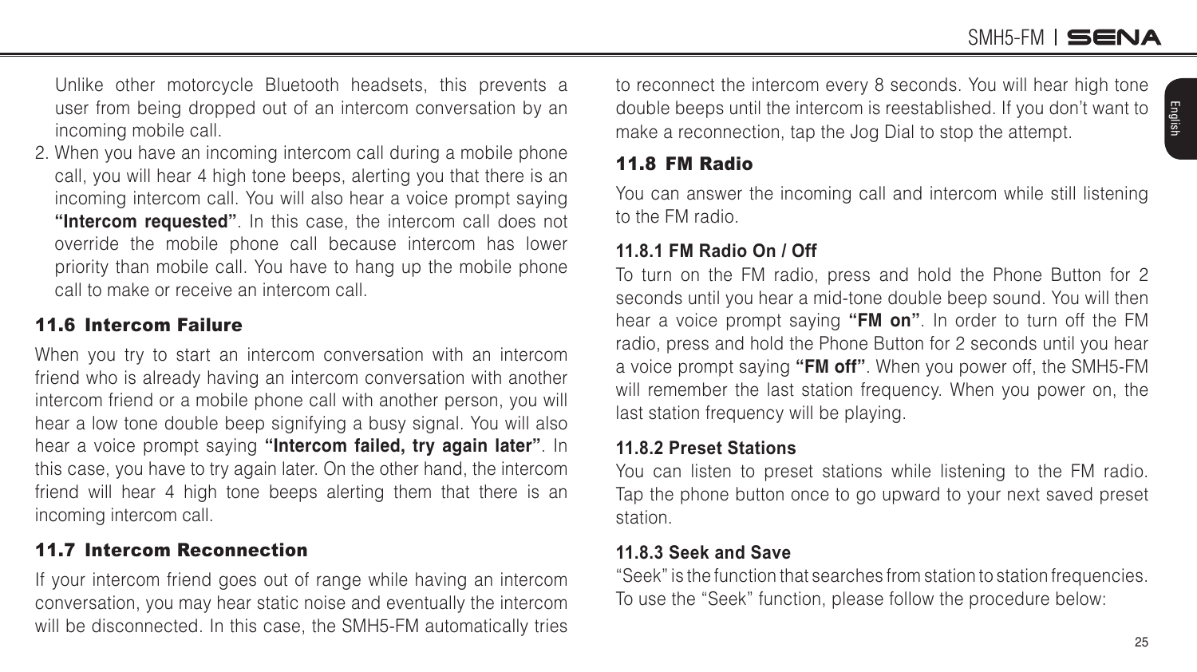Unlike other motorcycle Bluetooth headsets, this prevents a user from being dropped out of an intercom conversation by an incoming mobile call.

2. When you have an incoming intercom call during a mobile phone call, you will hear 4 high tone beeps, alerting you that there is an incoming intercom call. You will also hear a voice prompt saying **"Intercom requested"**. In this case, the intercom call does not override the mobile phone call because intercom has lower priority than mobile call. You have to hang up the mobile phone call to make or receive an intercom call.

## 11.6 Intercom Failure

When you try to start an intercom conversation with an intercom friend who is already having an intercom conversation with another intercom friend or a mobile phone call with another person, you will hear a low tone double beep signifying a busy signal. You will also hear a voice prompt saying **"Intercom failed, try again later"**. In this case, you have to try again later. On the other hand, the intercom friend will hear 4 high tone beeps alerting them that there is an incoming intercom call.

## 11.7 Intercom Reconnection

If your intercom friend goes out of range while having an intercom conversation, you may hear static noise and eventually the intercom will be disconnected. In this case, the SMH5-FM automatically tries to reconnect the intercom every 8 seconds. You will hear high tone double beeps until the intercom is reestablished. If you don't want to make a reconnection, tap the Jog Dial to stop the attempt.

## 11.8 FM Radio

You can answer the incoming call and intercom while still listening to the FM radio.

### 11.8.1 FM Radio On / Off

To turn on the FM radio, press and hold the Phone Button for 2 seconds until you hear a mid-tone double beep sound. You will then hear a voice prompt saying **"FM on"**. In order to turn off the FM radio, press and hold the Phone Button for 2 seconds until you hear a voice prompt saying **"FM off"**. When you power off, the SMH5-FM will remember the last station frequency. When you power on, the last station frequency will be playing.

### 11.8.2 Preset Stations

You can listen to preset stations while listening to the FM radio. Tap the phone button once to go upward to your next saved preset station.

### 11.8.3 Seek and Save

"Seek" is the function that searches from station to station frequencies. To use the "Seek" function, please follow the procedure below: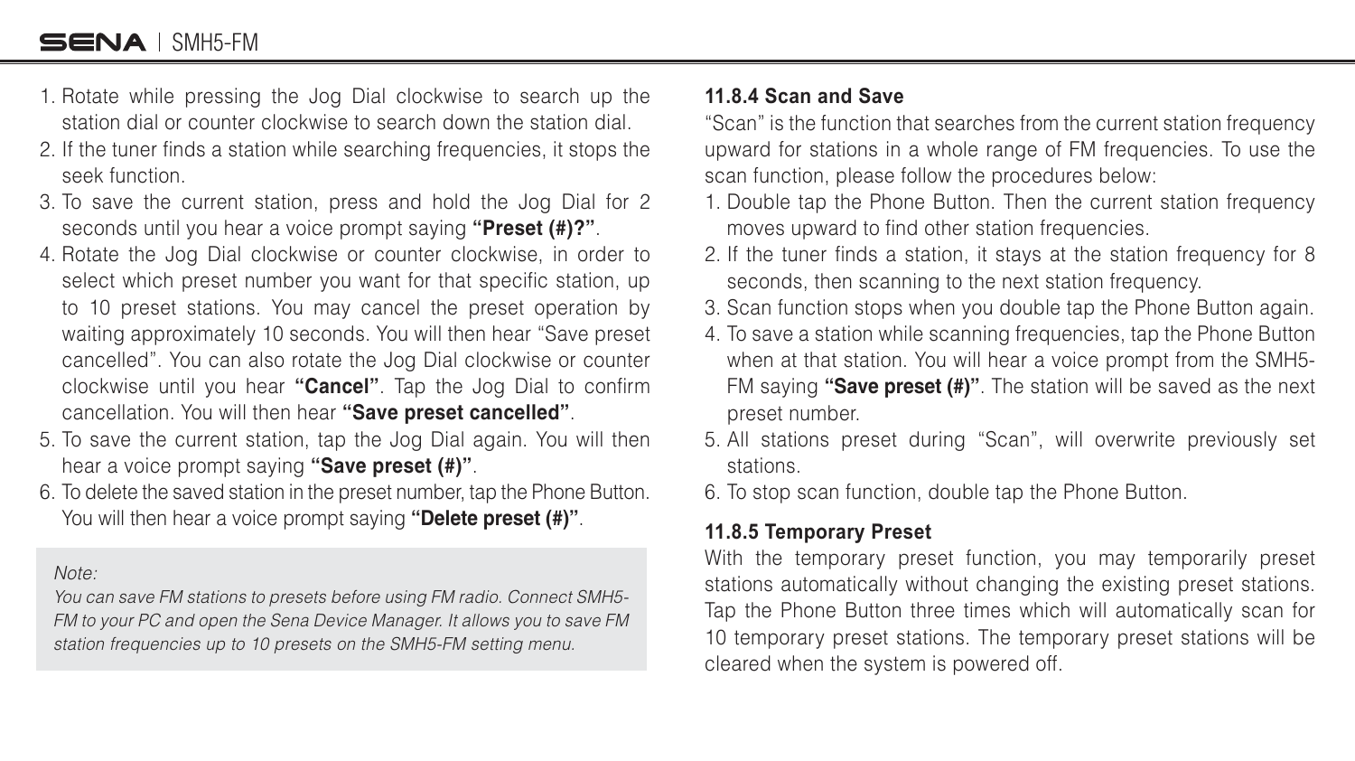1. Rotate while pressing the Jog Dial clockwise to search up the station dial or counter clockwise to search down the station dial.
2. If the tuner finds a station while searching frequencies, it stops the seek function.
3. To save the current station, press and hold the Jog Dial for 2 seconds until you hear a voice prompt saying **"Preset (#)?"**.
4. Rotate the Jog Dial clockwise or counter clockwise, in order to select which preset number you want for that specific station, up to 10 preset stations. You may cancel the preset operation by waiting approximately 10 seconds. You will then hear "Save preset cancelled". You can also rotate the Jog Dial clockwise or counter clockwise until you hear **"Cancel"**. Tap the Jog Dial to confirm cancellation. You will then hear **"Save preset cancelled"**.
5. To save the current station, tap the Jog Dial again. You will then hear a voice prompt saying **"Save preset (#)"**.
6. To delete the saved station in the preset number, tap the Phone Button. You will then hear a voice prompt saying **"Delete preset (#)"**.

> *Note:*
> *You can save FM stations to presets before using FM radio. Connect SMH5-FM to your PC and open the Sena Device Manager. It allows you to save FM station frequencies up to 10 presets on the SMH5-FM setting menu.*

### 11.8.4 Scan and Save

"Scan" is the function that searches from the current station frequency upward for stations in a whole range of FM frequencies. To use the scan function, please follow the procedures below:

1. Double tap the Phone Button. Then the current station frequency moves upward to find other station frequencies.
2. If the tuner finds a station, it stays at the station frequency for 8 seconds, then scanning to the next station frequency.
3. Scan function stops when you double tap the Phone Button again.
4. To save a station while scanning frequencies, tap the Phone Button when at that station. You will hear a voice prompt from the SMH5-FM saying **"Save preset (#)"**. The station will be saved as the next preset number.
5. All stations preset during "Scan", will overwrite previously set stations.
6. To stop scan function, double tap the Phone Button.

### 11.8.5 Temporary Preset

With the temporary preset function, you may temporarily preset stations automatically without changing the existing preset stations. Tap the Phone Button three times which will automatically scan for 10 temporary preset stations. The temporary preset stations will be cleared when the system is powered off.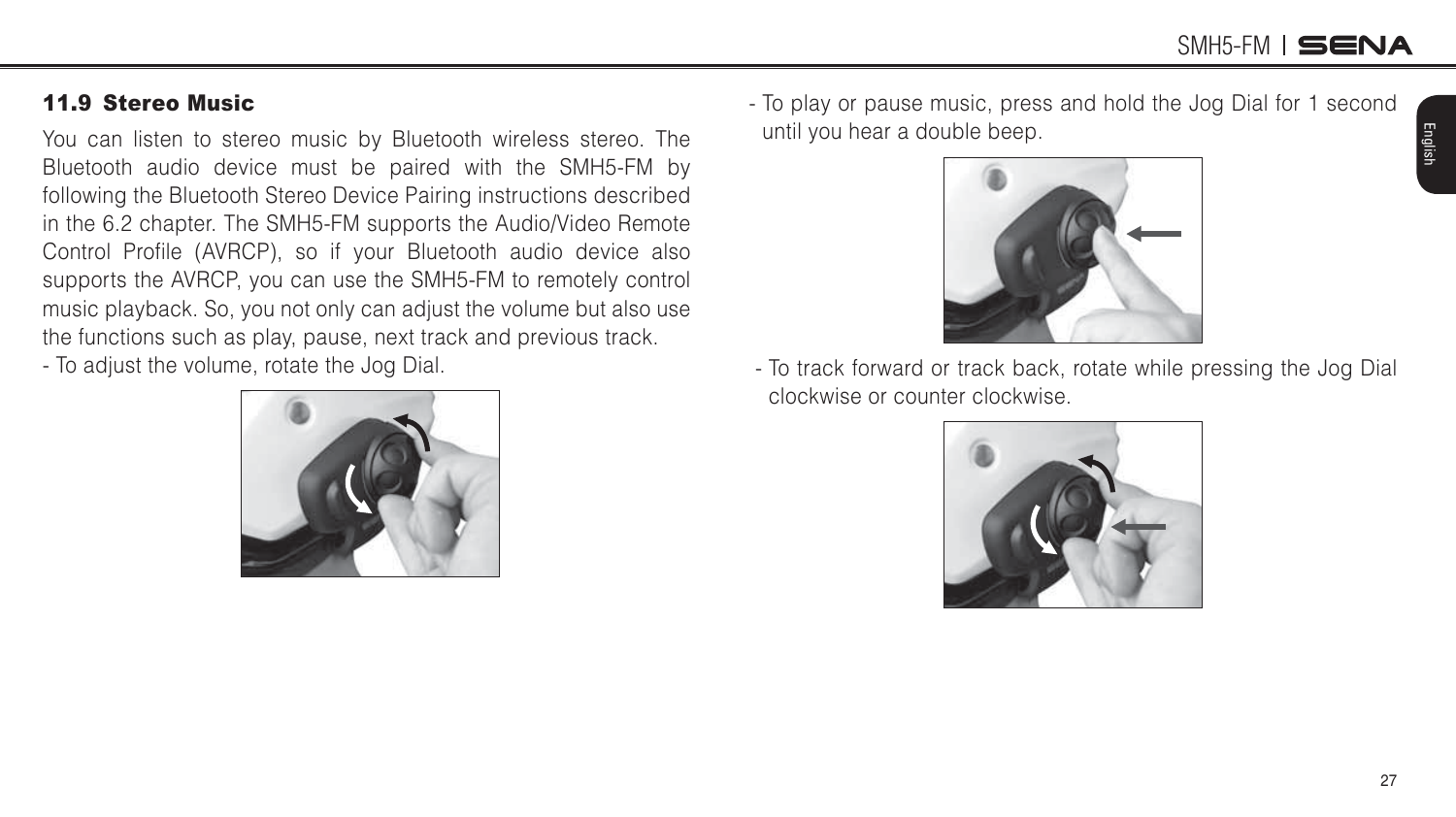## 11.9 Stereo Music

You can listen to stereo music by Bluetooth wireless stereo. The Bluetooth audio device must be paired with the SMH5-FM by following the Bluetooth Stereo Device Pairing instructions described in the 6.2 chapter. The SMH5-FM supports the Audio/Video Remote Control Profile (AVRCP), so if your Bluetooth audio device also supports the AVRCP, you can use the SMH5-FM to remotely control music playback. So, you not only can adjust the volume but also use the functions such as play, pause, next track and previous track.

- To adjust the volume, rotate the Jog Dial.
- To play or pause music, press and hold the Jog Dial for 1 second until you hear a double beep.
- To track forward or track back, rotate while pressing the Jog Dial clockwise or counter clockwise.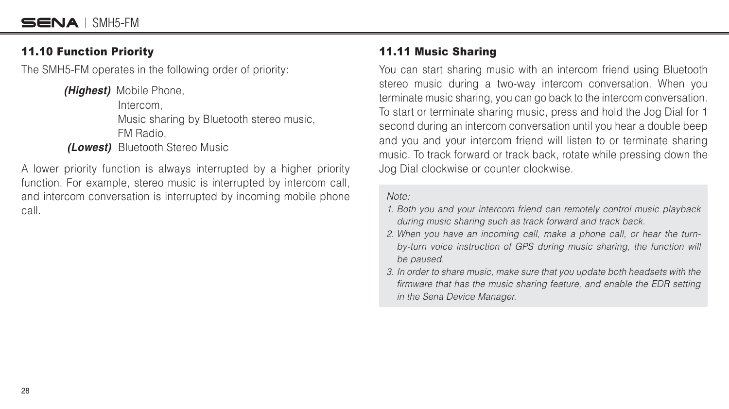### 11.10 Function Priority

The SMH5-FM operates in the following order of priority:

***(Highest)*** Mobile Phone,
Intercom,
Music sharing by Bluetooth stereo music,
FM Radio,
***(Lowest)*** Bluetooth Stereo Music

A lower priority function is always interrupted by a higher priority function. For example, stereo music is interrupted by intercom call, and intercom conversation is interrupted by incoming mobile phone call.

### 11.11 Music Sharing

You can start sharing music with an intercom friend using Bluetooth stereo music during a two-way intercom conversation. When you terminate music sharing, you can go back to the intercom conversation. To start or terminate sharing music, press and hold the Jog Dial for 1 second during an intercom conversation until you hear a double beep and you and your intercom friend will listen to or terminate sharing music. To track forward or track back, rotate while pressing down the Jog Dial clockwise or counter clockwise.

*Note:*

1. *Both you and your intercom friend can remotely control music playback during music sharing such as track forward and track back.*
2. *When you have an incoming call, make a phone call, or hear the turn-by-turn voice instruction of GPS during music sharing, the function will be paused.*
3. *In order to share music, make sure that you update both headsets with the firmware that has the music sharing feature, and enable the EDR setting in the Sena Device Manager.*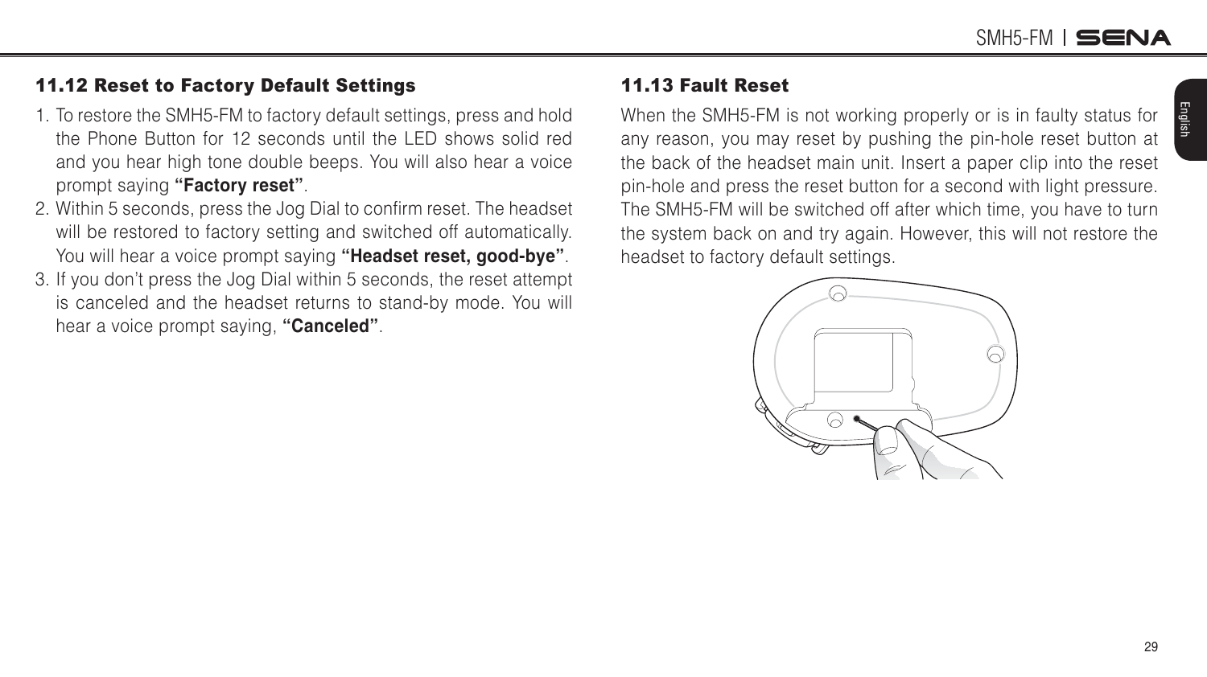### 11.12 Reset to Factory Default Settings

1. To restore the SMH5-FM to factory default settings, press and hold the Phone Button for 12 seconds until the LED shows solid red and you hear high tone double beeps. You will also hear a voice prompt saying **"Factory reset"**.
2. Within 5 seconds, press the Jog Dial to confirm reset. The headset will be restored to factory setting and switched off automatically. You will hear a voice prompt saying **"Headset reset, good-bye"**.
3. If you don't press the Jog Dial within 5 seconds, the reset attempt is canceled and the headset returns to stand-by mode. You will hear a voice prompt saying, **"Canceled"**.

### 11.13 Fault Reset

When the SMH5-FM is not working properly or is in faulty status for any reason, you may reset by pushing the pin-hole reset button at the back of the headset main unit. Insert a paper clip into the reset pin-hole and press the reset button for a second with light pressure. The SMH5-FM will be switched off after which time, you have to turn the system back on and try again. However, this will not restore the headset to factory default settings.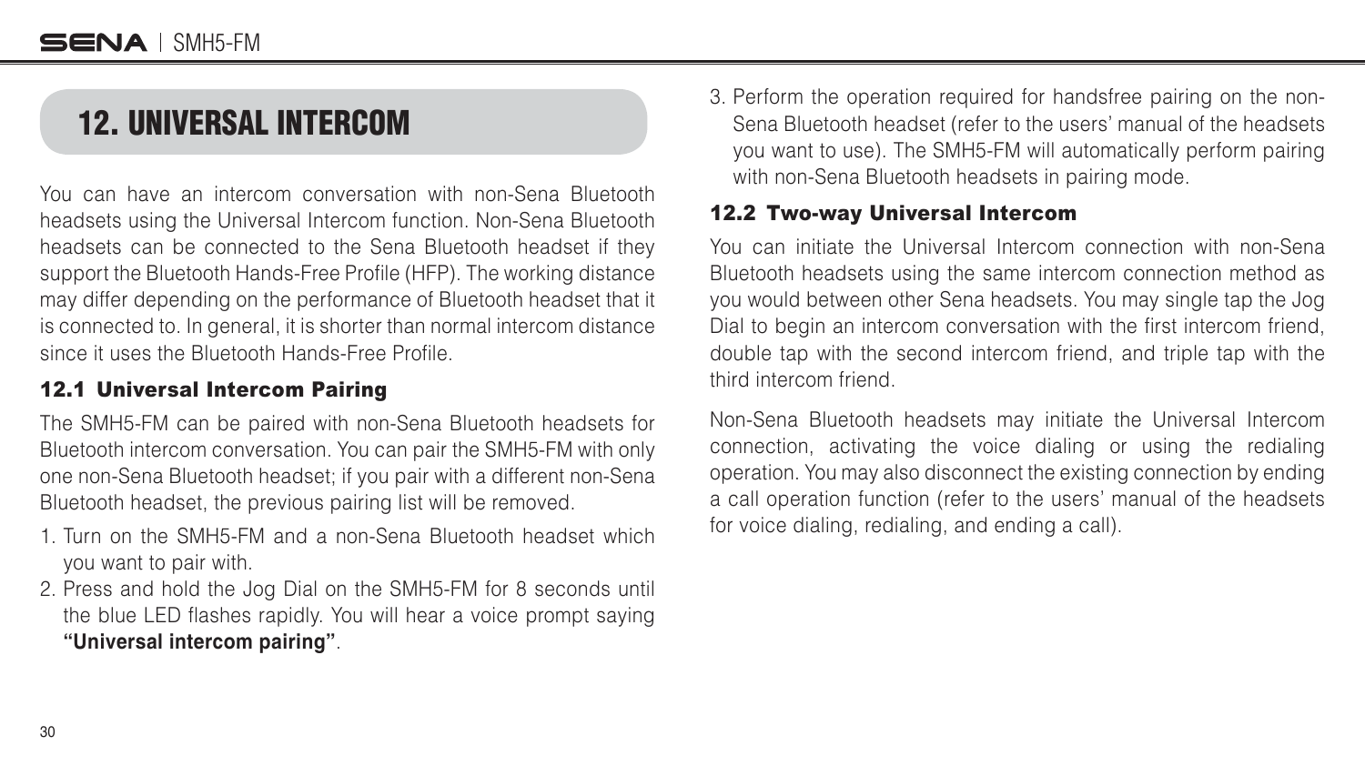# 12. UNIVERSAL INTERCOM

You can have an intercom conversation with non-Sena Bluetooth headsets using the Universal Intercom function. Non-Sena Bluetooth headsets can be connected to the Sena Bluetooth headset if they support the Bluetooth Hands-Free Profile (HFP). The working distance may differ depending on the performance of Bluetooth headset that it is connected to. In general, it is shorter than normal intercom distance since it uses the Bluetooth Hands-Free Profile.

## 12.1 Universal Intercom Pairing

The SMH5-FM can be paired with non-Sena Bluetooth headsets for Bluetooth intercom conversation. You can pair the SMH5-FM with only one non-Sena Bluetooth headset; if you pair with a different non-Sena Bluetooth headset, the previous pairing list will be removed.

1. Turn on the SMH5-FM and a non-Sena Bluetooth headset which you want to pair with.
2. Press and hold the Jog Dial on the SMH5-FM for 8 seconds until the blue LED flashes rapidly. You will hear a voice prompt saying **“Universal intercom pairing”**.
3. Perform the operation required for handsfree pairing on the non-Sena Bluetooth headset (refer to the users’ manual of the headsets you want to use). The SMH5-FM will automatically perform pairing with non-Sena Bluetooth headsets in pairing mode.

## 12.2 Two-way Universal Intercom

You can initiate the Universal Intercom connection with non-Sena Bluetooth headsets using the same intercom connection method as you would between other Sena headsets. You may single tap the Jog Dial to begin an intercom conversation with the first intercom friend, double tap with the second intercom friend, and triple tap with the third intercom friend.

Non-Sena Bluetooth headsets may initiate the Universal Intercom connection, activating the voice dialing or using the redialing operation. You may also disconnect the existing connection by ending a call operation function (refer to the users’ manual of the headsets for voice dialing, redialing, and ending a call).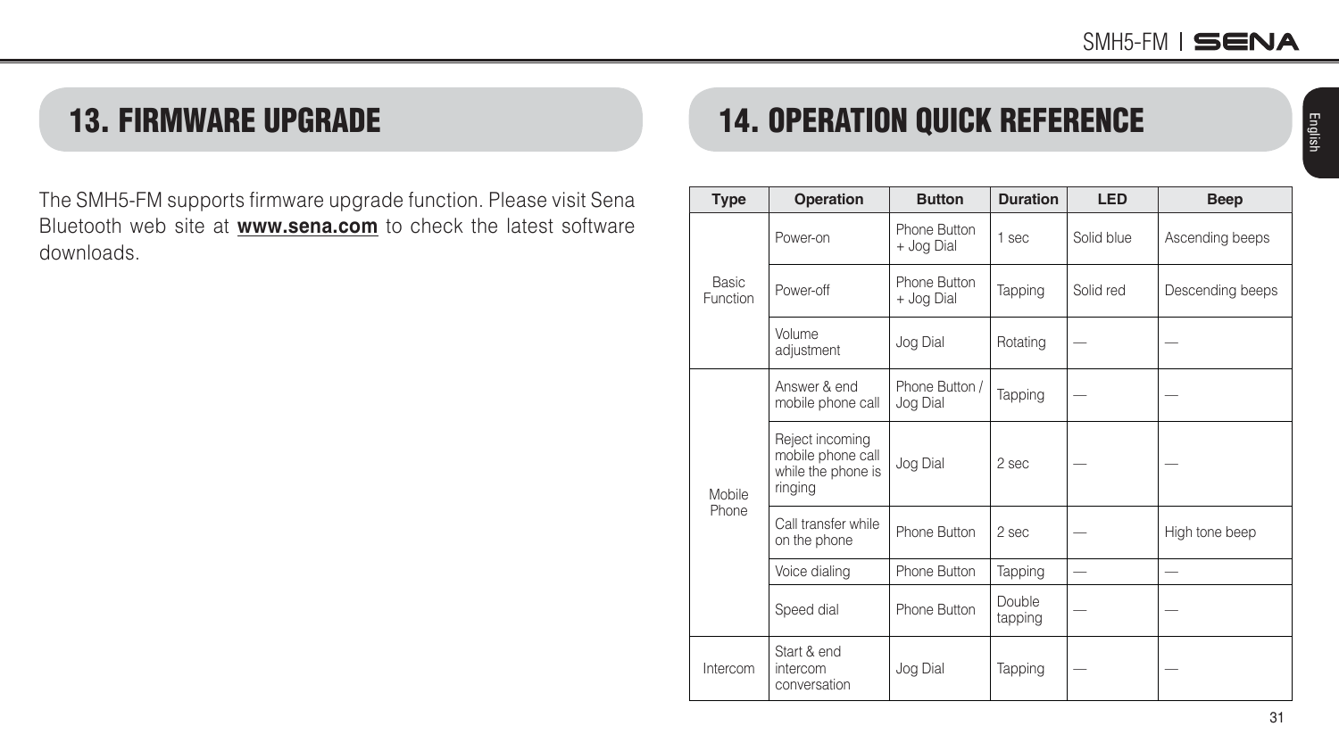## 13. FIRMWARE UPGRADE

The SMH5-FM supports firmware upgrade function. Please visit Sena Bluetooth web site at **www.sena.com** to check the latest software downloads.

## 14. OPERATION QUICK REFERENCE

| Type | Operation | Button | Duration | LED | Beep |
|---|---|---|---|---|---|
| Basic Function | Power-on | Phone Button + Jog Dial | 1 sec | Solid blue | Ascending beeps |
| | Power-off | Phone Button + Jog Dial | Tapping | Solid red | Descending beeps |
| | Volume adjustment | Jog Dial | Rotating | — | — |
| Mobile Phone | Answer & end mobile phone call | Phone Button / Jog Dial | Tapping | — | — |
| | Reject incoming mobile phone call while the phone is ringing | Jog Dial | 2 sec | — | — |
| | Call transfer while on the phone | Phone Button | 2 sec | — | High tone beep |
| | Voice dialing | Phone Button | Tapping | — | — |
| | Speed dial | Phone Button | Double tapping | — | — |
| Intercom | Start & end intercom conversation | Jog Dial | Tapping | — | — |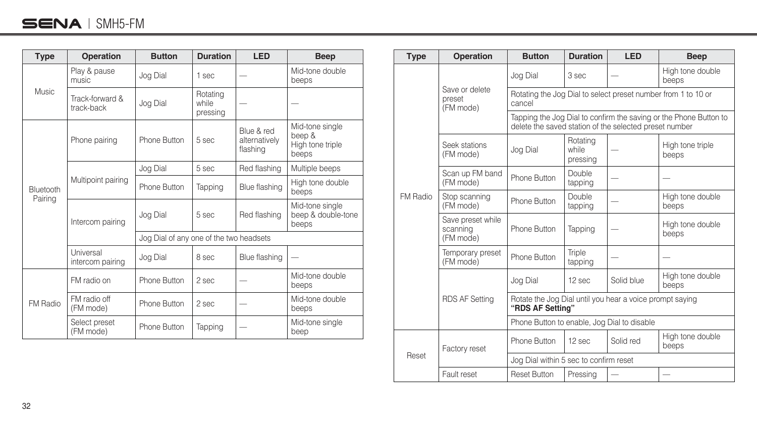| Type | Operation | Button | Duration | LED | Beep |
|---|---|---|---|---|---|
| Music | Play & pause music | Jog Dial | 1 sec | — | Mid-tone double beeps |
| | Track-forward & track-back | Jog Dial | Rotating while pressing | — | — |
| Bluetooth Pairing | Phone pairing | Phone Button | 5 sec | Blue & red alternatively flashing | Mid-tone single beep & High tone triple beeps |
| | Multipoint pairing | Jog Dial | 5 sec | Red flashing | Multiple beeps |
| | | Phone Button | Tapping | Blue flashing | High tone double beeps |
| | Intercom pairing | Jog Dial | 5 sec | Red flashing | Mid-tone single beep & double-tone beeps |
| | | Jog Dial of any one of the two headsets | | | |
| | Universal intercom pairing | Jog Dial | 8 sec | Blue flashing | — |
| FM Radio | FM radio on | Phone Button | 2 sec | — | Mid-tone double beeps |
| | FM radio off (FM mode) | Phone Button | 2 sec | — | Mid-tone double beeps |
| | Select preset (FM mode) | Phone Button | Tapping | — | Mid-tone single beep |

| Type | Operation | Button | Duration | LED | Beep |
|---|---|---|---|---|---|
| FM Radio | Save or delete preset (FM mode) | Jog Dial | 3 sec | — | High tone double beeps |
| | | Rotating the Jog Dial to select preset number from 1 to 10 or cancel | | | |
| | | Tapping the Jog Dial to confirm the saving or the Phone Button to delete the saved station of the selected preset number | | | |
| | Seek stations (FM mode) | Jog Dial | Rotating while pressing | — | High tone triple beeps |
| | Scan up FM band (FM mode) | Phone Button | Double tapping | — | — |
| | Stop scanning (FM mode) | Phone Button | Double tapping | — | High tone double beeps |
| | Save preset while scanning (FM mode) | Phone Button | Tapping | — | High tone double beeps |
| | Temporary preset (FM mode) | Phone Button | Triple tapping | — | — |
| | RDS AF Setting | Jog Dial | 12 sec | Solid blue | High tone double beeps |
| | | Rotate the Jog Dial until you hear a voice prompt saying **"RDS AF Setting"** | | | |
| | | Phone Button to enable, Jog Dial to disable | | | |
| Reset | Factory reset | Phone Button | 12 sec | Solid red | High tone double beeps |
| | | Jog Dial within 5 sec to confirm reset | | | |
| | Fault reset | Reset Button | Pressing | — | — |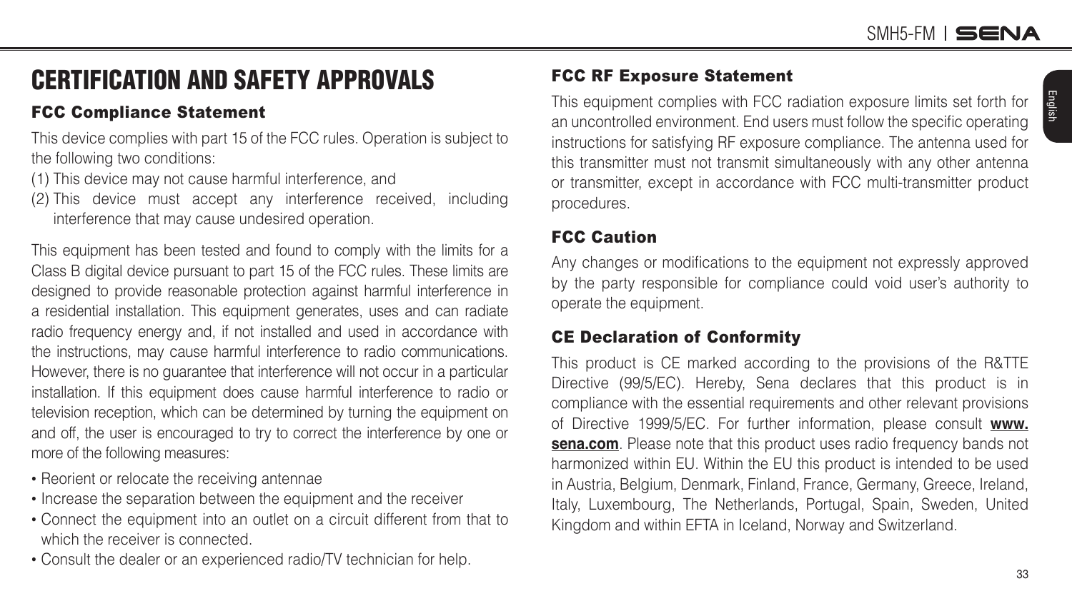# CERTIFICATION AND SAFETY APPROVALS

## FCC Compliance Statement

This device complies with part 15 of the FCC rules. Operation is subject to the following two conditions:

(1) This device may not cause harmful interference, and
(2) This device must accept any interference received, including interference that may cause undesired operation.

This equipment has been tested and found to comply with the limits for a Class B digital device pursuant to part 15 of the FCC rules. These limits are designed to provide reasonable protection against harmful interference in a residential installation. This equipment generates, uses and can radiate radio frequency energy and, if not installed and used in accordance with the instructions, may cause harmful interference to radio communications. However, there is no guarantee that interference will not occur in a particular installation. If this equipment does cause harmful interference to radio or television reception, which can be determined by turning the equipment on and off, the user is encouraged to try to correct the interference by one or more of the following measures:

- Reorient or relocate the receiving antennae
- Increase the separation between the equipment and the receiver
- Connect the equipment into an outlet on a circuit different from that to which the receiver is connected.
- Consult the dealer or an experienced radio/TV technician for help.

## FCC RF Exposure Statement

This equipment complies with FCC radiation exposure limits set forth for an uncontrolled environment. End users must follow the specific operating instructions for satisfying RF exposure compliance. The antenna used for this transmitter must not transmit simultaneously with any other antenna or transmitter, except in accordance with FCC multi-transmitter product procedures.

## FCC Caution

Any changes or modifications to the equipment not expressly approved by the party responsible for compliance could void user's authority to operate the equipment.

## CE Declaration of Conformity

This product is CE marked according to the provisions of the R&TTE Directive (99/5/EC). Hereby, Sena declares that this product is in compliance with the essential requirements and other relevant provisions of Directive 1999/5/EC. For further information, please consult **www.sena.com**. Please note that this product uses radio frequency bands not harmonized within EU. Within the EU this product is intended to be used in Austria, Belgium, Denmark, Finland, France, Germany, Greece, Ireland, Italy, Luxembourg, The Netherlands, Portugal, Spain, Sweden, United Kingdom and within EFTA in Iceland, Norway and Switzerland.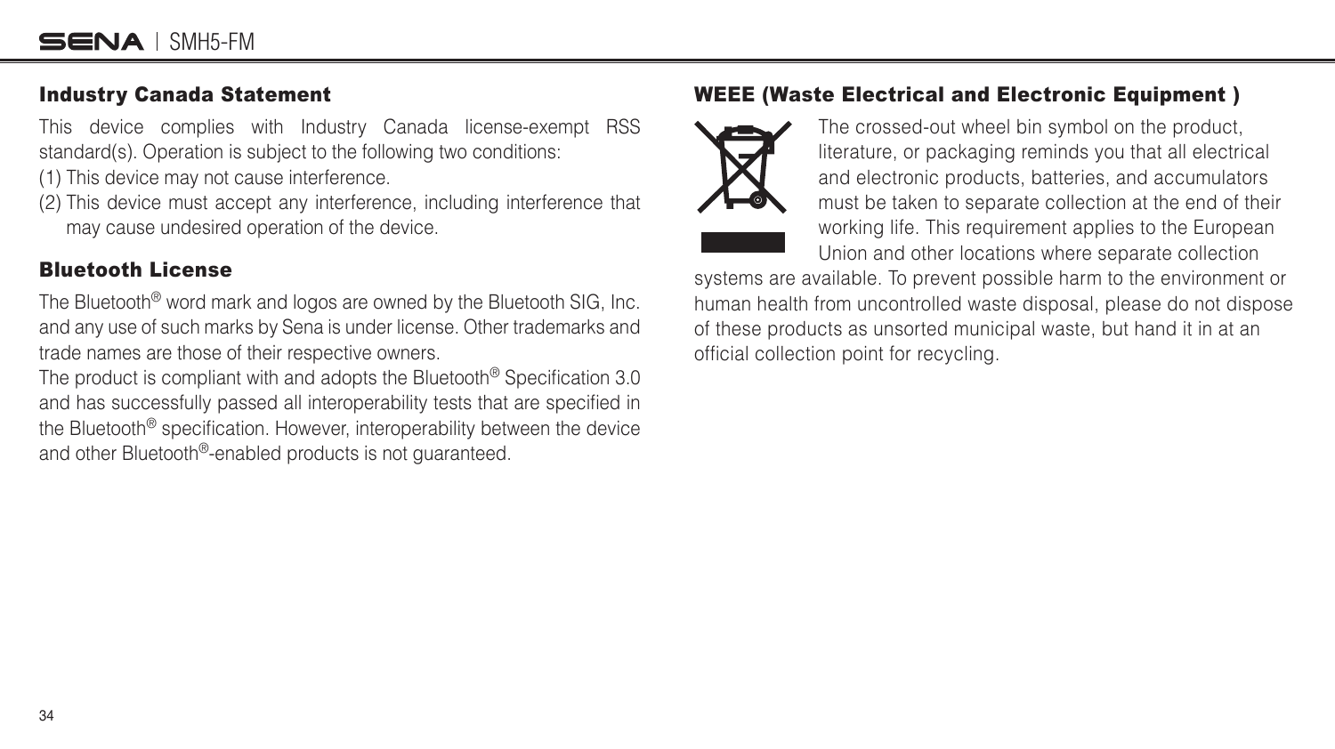## Industry Canada Statement

This device complies with Industry Canada license-exempt RSS standard(s). Operation is subject to the following two conditions:

(1) This device may not cause interference.

(2) This device must accept any interference, including interference that may cause undesired operation of the device.

## Bluetooth License

The Bluetooth® word mark and logos are owned by the Bluetooth SIG, Inc. and any use of such marks by Sena is under license. Other trademarks and trade names are those of their respective owners.

The product is compliant with and adopts the Bluetooth® Specification 3.0 and has successfully passed all interoperability tests that are specified in the Bluetooth® specification. However, interoperability between the device and other Bluetooth®-enabled products is not guaranteed.

## WEEE (Waste Electrical and Electronic Equipment )

The crossed-out wheel bin symbol on the product, literature, or packaging reminds you that all electrical and electronic products, batteries, and accumulators must be taken to separate collection at the end of their working life. This requirement applies to the European Union and other locations where separate collection systems are available. To prevent possible harm to the environment or human health from uncontrolled waste disposal, please do not dispose of these products as unsorted municipal waste, but hand it in at an official collection point for recycling.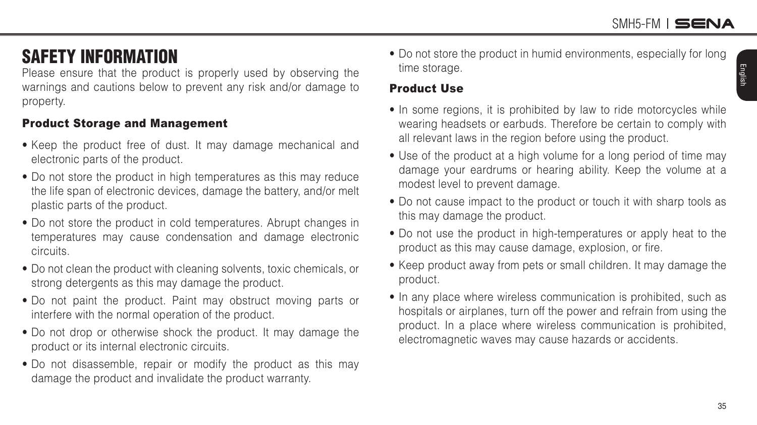# SAFETY INFORMATION

Please ensure that the product is properly used by observing the warnings and cautions below to prevent any risk and/or damage to property.

### Product Storage and Management

- Keep the product free of dust. It may damage mechanical and electronic parts of the product.
- Do not store the product in high temperatures as this may reduce the life span of electronic devices, damage the battery, and/or melt plastic parts of the product.
- Do not store the product in cold temperatures. Abrupt changes in temperatures may cause condensation and damage electronic circuits.
- Do not clean the product with cleaning solvents, toxic chemicals, or strong detergents as this may damage the product.
- Do not paint the product. Paint may obstruct moving parts or interfere with the normal operation of the product.
- Do not drop or otherwise shock the product. It may damage the product or its internal electronic circuits.
- Do not disassemble, repair or modify the product as this may damage the product and invalidate the product warranty.
- Do not store the product in humid environments, especially for long time storage.

### Product Use

- In some regions, it is prohibited by law to ride motorcycles while wearing headsets or earbuds. Therefore be certain to comply with all relevant laws in the region before using the product.
- Use of the product at a high volume for a long period of time may damage your eardrums or hearing ability. Keep the volume at a modest level to prevent damage.
- Do not cause impact to the product or touch it with sharp tools as this may damage the product.
- Do not use the product in high-temperatures or apply heat to the product as this may cause damage, explosion, or fire.
- Keep product away from pets or small children. It may damage the product.
- In any place where wireless communication is prohibited, such as hospitals or airplanes, turn off the power and refrain from using the product. In a place where wireless communication is prohibited, electromagnetic waves may cause hazards or accidents.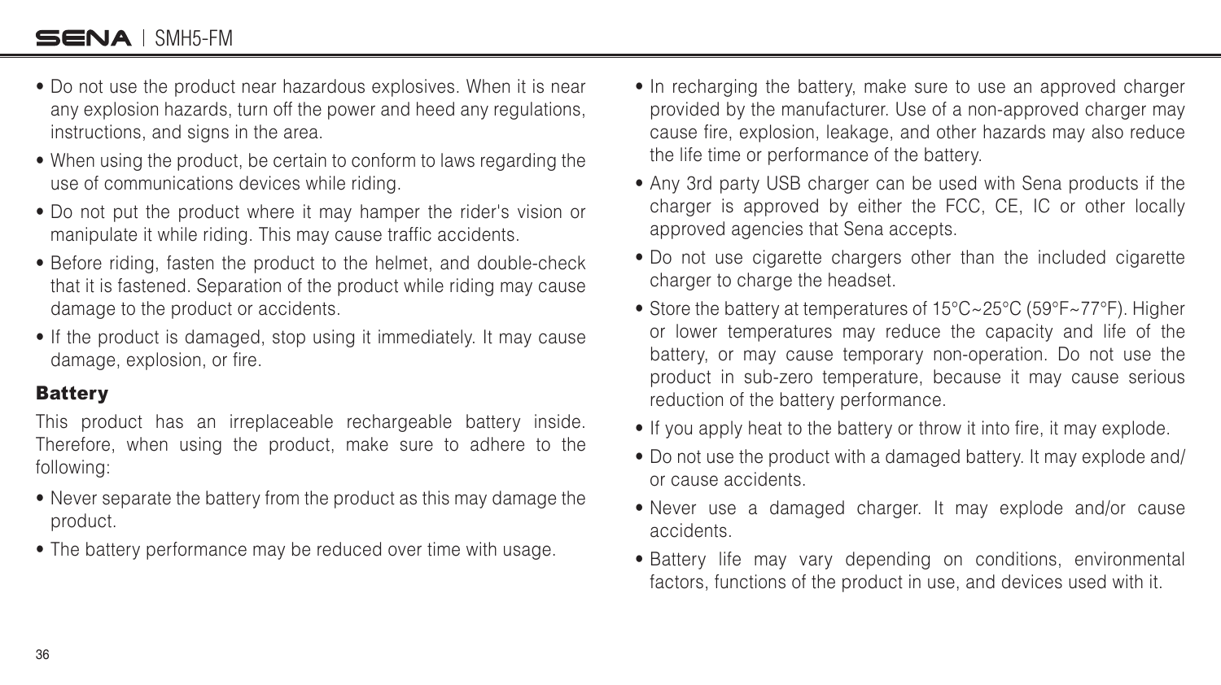- Do not use the product near hazardous explosives. When it is near any explosion hazards, turn off the power and heed any regulations, instructions, and signs in the area.
- When using the product, be certain to conform to laws regarding the use of communications devices while riding.
- Do not put the product where it may hamper the rider's vision or manipulate it while riding. This may cause traffic accidents.
- Before riding, fasten the product to the helmet, and double-check that it is fastened. Separation of the product while riding may cause damage to the product or accidents.
- If the product is damaged, stop using it immediately. It may cause damage, explosion, or fire.

### Battery

This product has an irreplaceable rechargeable battery inside. Therefore, when using the product, make sure to adhere to the following:

- Never separate the battery from the product as this may damage the product.
- The battery performance may be reduced over time with usage.
- In recharging the battery, make sure to use an approved charger provided by the manufacturer. Use of a non-approved charger may cause fire, explosion, leakage, and other hazards may also reduce the life time or performance of the battery.
- Any 3rd party USB charger can be used with Sena products if the charger is approved by either the FCC, CE, IC or other locally approved agencies that Sena accepts.
- Do not use cigarette chargers other than the included cigarette charger to charge the headset.
- Store the battery at temperatures of 15°C~25°C (59°F~77°F). Higher or lower temperatures may reduce the capacity and life of the battery, or may cause temporary non-operation. Do not use the product in sub-zero temperature, because it may cause serious reduction of the battery performance.
- If you apply heat to the battery or throw it into fire, it may explode.
- Do not use the product with a damaged battery. It may explode and/or cause accidents.
- Never use a damaged charger. It may explode and/or cause accidents.
- Battery life may vary depending on conditions, environmental factors, functions of the product in use, and devices used with it.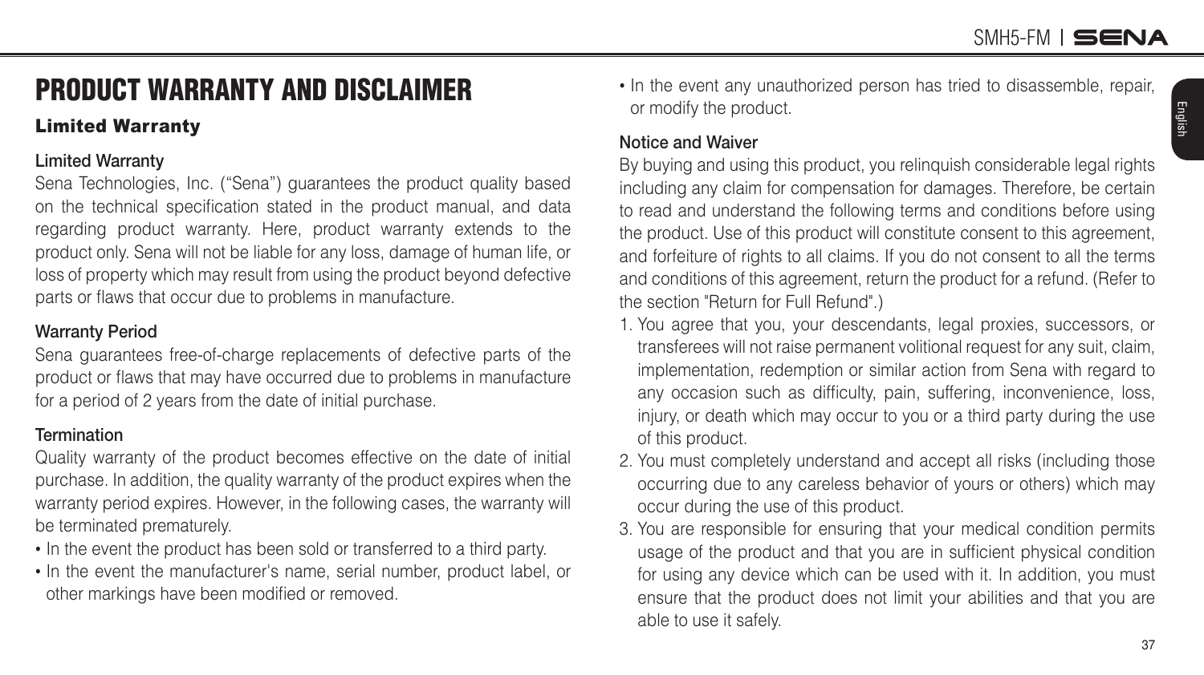# PRODUCT WARRANTY AND DISCLAIMER

## Limited Warranty

### Limited Warranty

Sena Technologies, Inc. ("Sena") guarantees the product quality based on the technical specification stated in the product manual, and data regarding product warranty. Here, product warranty extends to the product only. Sena will not be liable for any loss, damage of human life, or loss of property which may result from using the product beyond defective parts or flaws that occur due to problems in manufacture.

### Warranty Period

Sena guarantees free-of-charge replacements of defective parts of the product or flaws that may have occurred due to problems in manufacture for a period of 2 years from the date of initial purchase.

### Termination

Quality warranty of the product becomes effective on the date of initial purchase. In addition, the quality warranty of the product expires when the warranty period expires. However, in the following cases, the warranty will be terminated prematurely.

- In the event the product has been sold or transferred to a third party.
- In the event the manufacturer's name, serial number, product label, or other markings have been modified or removed.
- In the event any unauthorized person has tried to disassemble, repair, or modify the product.

### Notice and Waiver

By buying and using this product, you relinquish considerable legal rights including any claim for compensation for damages. Therefore, be certain to read and understand the following terms and conditions before using the product. Use of this product will constitute consent to this agreement, and forfeiture of rights to all claims. If you do not consent to all the terms and conditions of this agreement, return the product for a refund. (Refer to the section "Return for Full Refund".)

1. You agree that you, your descendants, legal proxies, successors, or transferees will not raise permanent volitional request for any suit, claim, implementation, redemption or similar action from Sena with regard to any occasion such as difficulty, pain, suffering, inconvenience, loss, injury, or death which may occur to you or a third party during the use of this product.
2. You must completely understand and accept all risks (including those occurring due to any careless behavior of yours or others) which may occur during the use of this product.
3. You are responsible for ensuring that your medical condition permits usage of the product and that you are in sufficient physical condition for using any device which can be used with it. In addition, you must ensure that the product does not limit your abilities and that you are able to use it safely.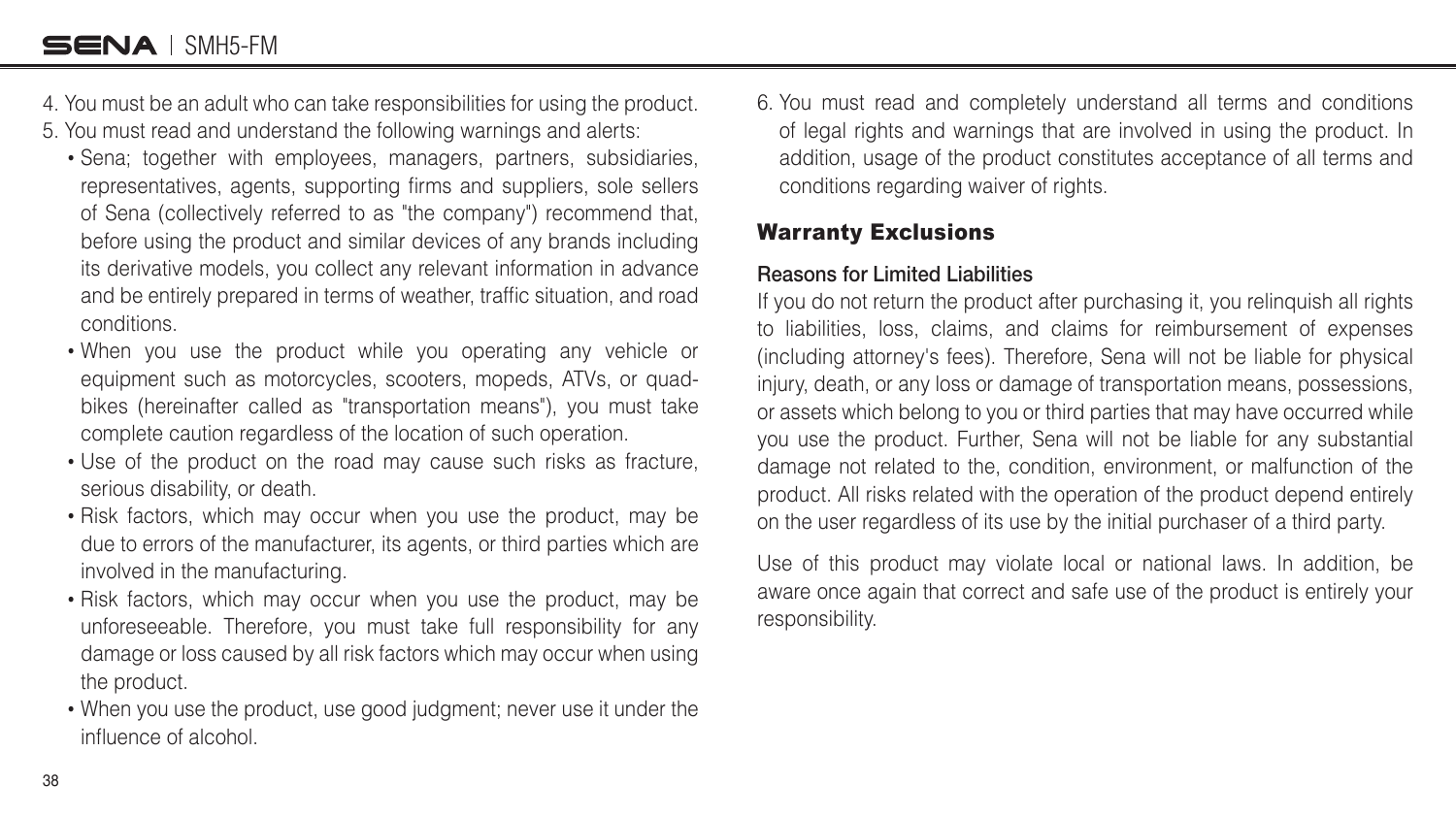4. You must be an adult who can take responsibilities for using the product.
5. You must read and understand the following warnings and alerts:
   - Sena; together with employees, managers, partners, subsidiaries, representatives, agents, supporting firms and suppliers, sole sellers of Sena (collectively referred to as "the company") recommend that, before using the product and similar devices of any brands including its derivative models, you collect any relevant information in advance and be entirely prepared in terms of weather, traffic situation, and road conditions.
   - When you use the product while you operating any vehicle or equipment such as motorcycles, scooters, mopeds, ATVs, or quad-bikes (hereinafter called as "transportation means"), you must take complete caution regardless of the location of such operation.
   - Use of the product on the road may cause such risks as fracture, serious disability, or death.
   - Risk factors, which may occur when you use the product, may be due to errors of the manufacturer, its agents, or third parties which are involved in the manufacturing.
   - Risk factors, which may occur when you use the product, may be unforeseeable. Therefore, you must take full responsibility for any damage or loss caused by all risk factors which may occur when using the product.
   - When you use the product, use good judgment; never use it under the influence of alcohol.
6. You must read and completely understand all terms and conditions of legal rights and warnings that are involved in using the product. In addition, usage of the product constitutes acceptance of all terms and conditions regarding waiver of rights.

## Warranty Exclusions

### Reasons for Limited Liabilities

If you do not return the product after purchasing it, you relinquish all rights to liabilities, loss, claims, and claims for reimbursement of expenses (including attorney's fees). Therefore, Sena will not be liable for physical injury, death, or any loss or damage of transportation means, possessions, or assets which belong to you or third parties that may have occurred while you use the product. Further, Sena will not be liable for any substantial damage not related to the, condition, environment, or malfunction of the product. All risks related with the operation of the product depend entirely on the user regardless of its use by the initial purchaser of a third party.

Use of this product may violate local or national laws. In addition, be aware once again that correct and safe use of the product is entirely your responsibility.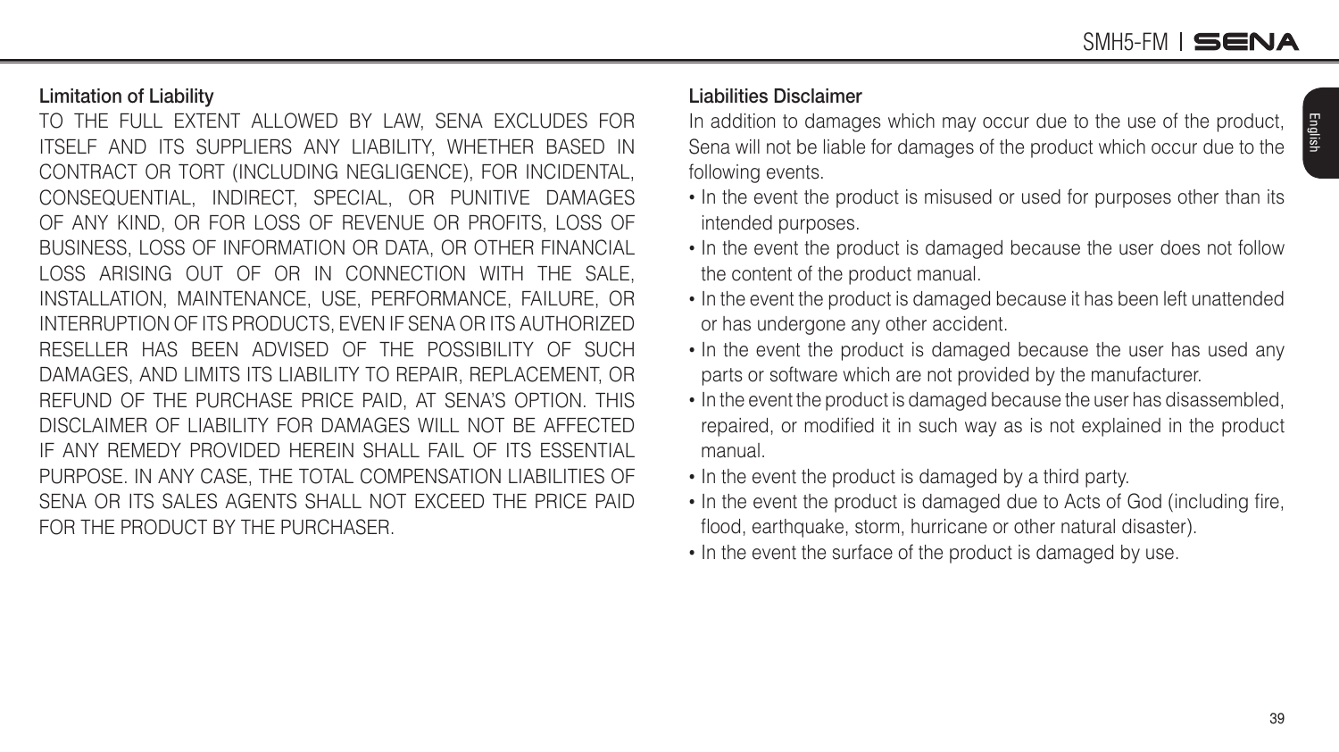### Limitation of Liability

TO THE FULL EXTENT ALLOWED BY LAW, SENA EXCLUDES FOR ITSELF AND ITS SUPPLIERS ANY LIABILITY, WHETHER BASED IN CONTRACT OR TORT (INCLUDING NEGLIGENCE), FOR INCIDENTAL, CONSEQUENTIAL, INDIRECT, SPECIAL, OR PUNITIVE DAMAGES OF ANY KIND, OR FOR LOSS OF REVENUE OR PROFITS, LOSS OF BUSINESS, LOSS OF INFORMATION OR DATA, OR OTHER FINANCIAL LOSS ARISING OUT OF OR IN CONNECTION WITH THE SALE, INSTALLATION, MAINTENANCE, USE, PERFORMANCE, FAILURE, OR INTERRUPTION OF ITS PRODUCTS, EVEN IF SENA OR ITS AUTHORIZED RESELLER HAS BEEN ADVISED OF THE POSSIBILITY OF SUCH DAMAGES, AND LIMITS ITS LIABILITY TO REPAIR, REPLACEMENT, OR REFUND OF THE PURCHASE PRICE PAID, AT SENA'S OPTION. THIS DISCLAIMER OF LIABILITY FOR DAMAGES WILL NOT BE AFFECTED IF ANY REMEDY PROVIDED HEREIN SHALL FAIL OF ITS ESSENTIAL PURPOSE. IN ANY CASE, THE TOTAL COMPENSATION LIABILITIES OF SENA OR ITS SALES AGENTS SHALL NOT EXCEED THE PRICE PAID FOR THE PRODUCT BY THE PURCHASER.

### Liabilities Disclaimer

In addition to damages which may occur due to the use of the product, Sena will not be liable for damages of the product which occur due to the following events.

- In the event the product is misused or used for purposes other than its intended purposes.
- In the event the product is damaged because the user does not follow the content of the product manual.
- In the event the product is damaged because it has been left unattended or has undergone any other accident.
- In the event the product is damaged because the user has used any parts or software which are not provided by the manufacturer.
- In the event the product is damaged because the user has disassembled, repaired, or modified it in such way as is not explained in the product manual.
- In the event the product is damaged by a third party.
- In the event the product is damaged due to Acts of God (including fire, flood, earthquake, storm, hurricane or other natural disaster).
- In the event the surface of the product is damaged by use.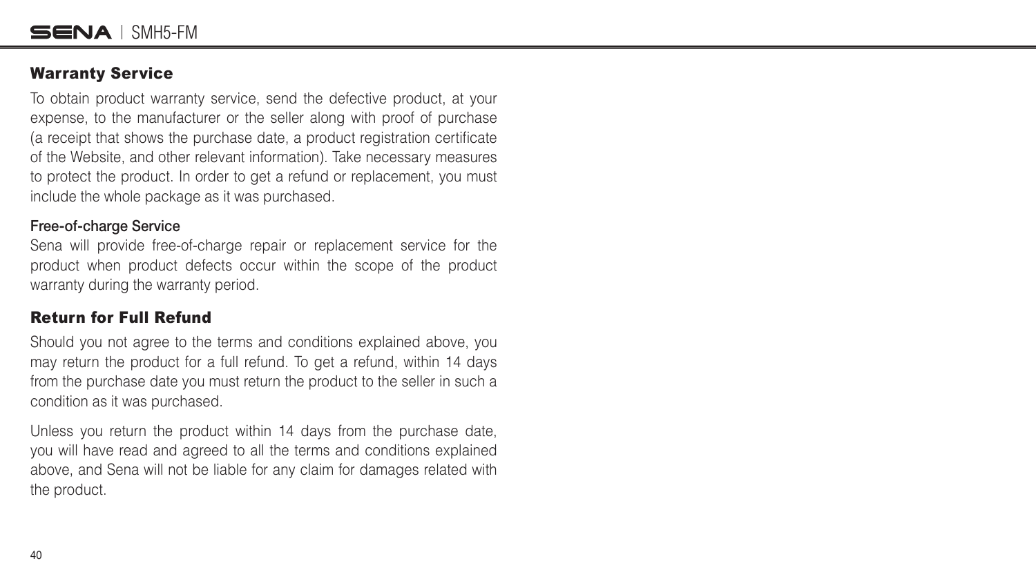## Warranty Service

To obtain product warranty service, send the defective product, at your expense, to the manufacturer or the seller along with proof of purchase (a receipt that shows the purchase date, a product registration certificate of the Website, and other relevant information). Take necessary measures to protect the product. In order to get a refund or replacement, you must include the whole package as it was purchased.

### Free-of-charge Service

Sena will provide free-of-charge repair or replacement service for the product when product defects occur within the scope of the product warranty during the warranty period.

## Return for Full Refund

Should you not agree to the terms and conditions explained above, you may return the product for a full refund. To get a refund, within 14 days from the purchase date you must return the product to the seller in such a condition as it was purchased.

Unless you return the product within 14 days from the purchase date, you will have read and agreed to all the terms and conditions explained above, and Sena will not be liable for any claim for damages related with the product.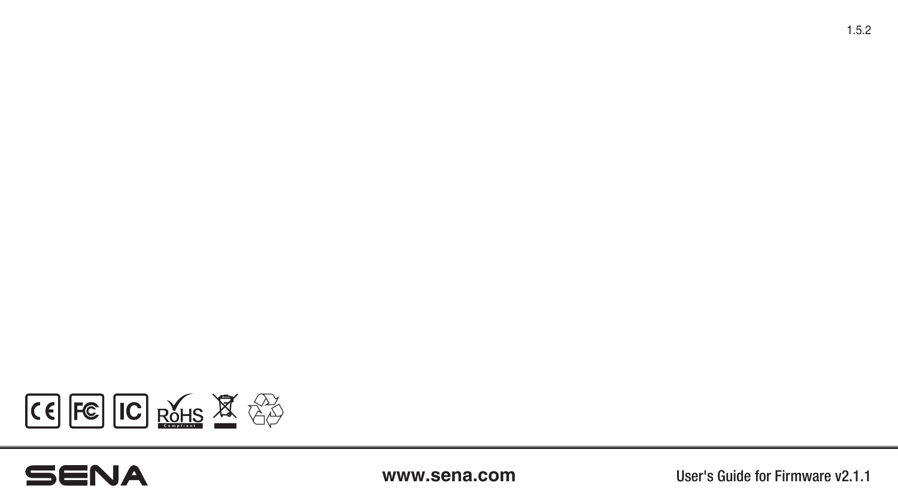1.5.2

www.sena.com

User's Guide for Firmware v2.1.1